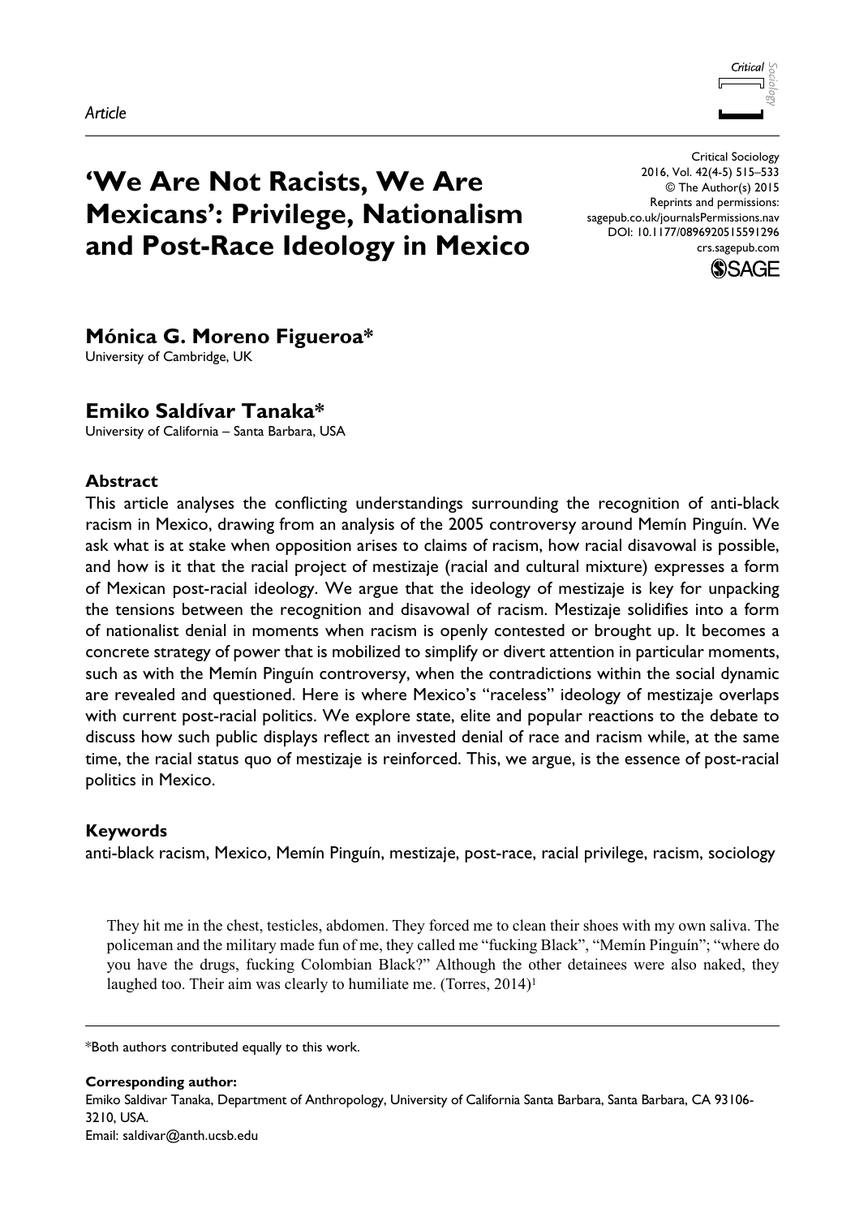*Article*

# 'We Are Not Racists, We Are Mexicans': Privilege, Nationalism and Post-Race Ideology in Mexico

Critical Sociology
2016, Vol. 42(4-5) 515–533
© The Author(s) 2015
Reprints and permissions:
sagepub.co.uk/journalsPermissions.nav
DOI: 10.1177/0896920515591296
crs.sagepub.com

**Mónica G. Moreno Figueroa***
University of Cambridge, UK

**Emiko Saldívar Tanaka***
University of California – Santa Barbara, USA

### Abstract

This article analyses the conflicting understandings surrounding the recognition of anti-black racism in Mexico, drawing from an analysis of the 2005 controversy around Memín Pinguín. We ask what is at stake when opposition arises to claims of racism, how racial disavowal is possible, and how is it that the racial project of mestizaje (racial and cultural mixture) expresses a form of Mexican post-racial ideology. We argue that the ideology of mestizaje is key for unpacking the tensions between the recognition and disavowal of racism. Mestizaje solidifies into a form of nationalist denial in moments when racism is openly contested or brought up. It becomes a concrete strategy of power that is mobilized to simplify or divert attention in particular moments, such as with the Memín Pinguín controversy, when the contradictions within the social dynamic are revealed and questioned. Here is where Mexico's "raceless" ideology of mestizaje overlaps with current post-racial politics. We explore state, elite and popular reactions to the debate to discuss how such public displays reflect an invested denial of race and racism while, at the same time, the racial status quo of mestizaje is reinforced. This, we argue, is the essence of post-racial politics in Mexico.

### Keywords

anti-black racism, Mexico, Memín Pinguín, mestizaje, post-race, racial privilege, racism, sociology

> They hit me in the chest, testicles, abdomen. They forced me to clean their shoes with my own saliva. The policeman and the military made fun of me, they called me "fucking Black", "Memín Pinguín"; "where do you have the drugs, fucking Colombian Black?" Although the other detainees were also naked, they laughed too. Their aim was clearly to humiliate me. (Torres, 2014)[1]

---

\*Both authors contributed equally to this work.

**Corresponding author:**
Emiko Saldivar Tanaka, Department of Anthropology, University of California Santa Barbara, Santa Barbara, CA 93106-3210, USA.
Email: saldivar@anth.ucsb.edu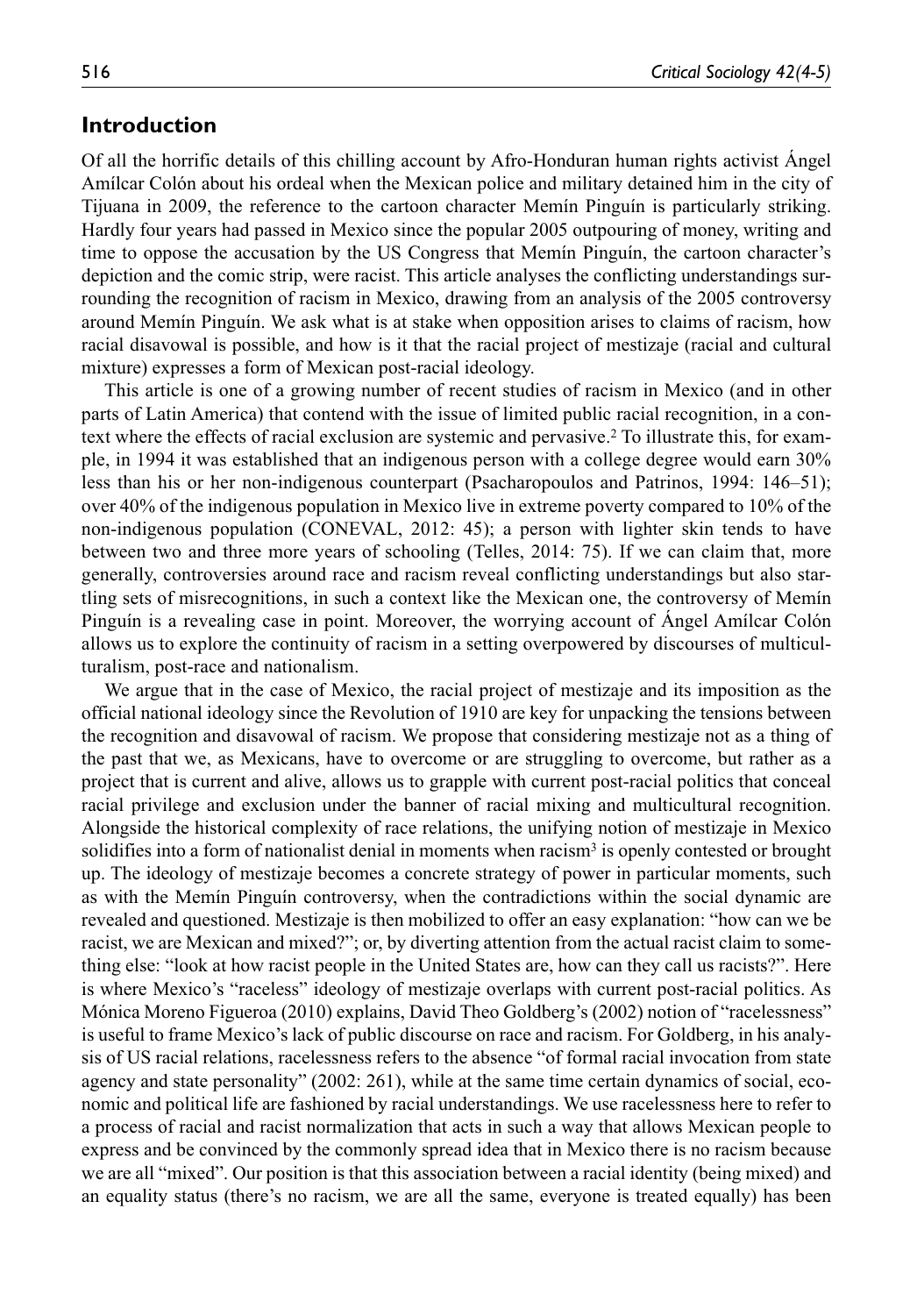## Introduction

Of all the horrific details of this chilling account by Afro-Honduran human rights activist Ángel Amílcar Colón about his ordeal when the Mexican police and military detained him in the city of Tijuana in 2009, the reference to the cartoon character Memín Pinguín is particularly striking. Hardly four years had passed in Mexico since the popular 2005 outpouring of money, writing and time to oppose the accusation by the US Congress that Memín Pinguín, the cartoon character's depiction and the comic strip, were racist. This article analyses the conflicting understandings surrounding the recognition of racism in Mexico, drawing from an analysis of the 2005 controversy around Memín Pinguín. We ask what is at stake when opposition arises to claims of racism, how racial disavowal is possible, and how is it that the racial project of mestizaje (racial and cultural mixture) expresses a form of Mexican post-racial ideology.

This article is one of a growing number of recent studies of racism in Mexico (and in other parts of Latin America) that contend with the issue of limited public racial recognition, in a context where the effects of racial exclusion are systemic and pervasive.[2] To illustrate this, for example, in 1994 it was established that an indigenous person with a college degree would earn 30% less than his or her non-indigenous counterpart (Psacharopoulos and Patrinos, 1994: 146–51); over 40% of the indigenous population in Mexico live in extreme poverty compared to 10% of the non-indigenous population (CONEVAL, 2012: 45); a person with lighter skin tends to have between two and three more years of schooling (Telles, 2014: 75). If we can claim that, more generally, controversies around race and racism reveal conflicting understandings but also startling sets of misrecognitions, in such a context like the Mexican one, the controversy of Memín Pinguín is a revealing case in point. Moreover, the worrying account of Ángel Amílcar Colón allows us to explore the continuity of racism in a setting overpowered by discourses of multiculturalism, post-race and nationalism.

We argue that in the case of Mexico, the racial project of mestizaje and its imposition as the official national ideology since the Revolution of 1910 are key for unpacking the tensions between the recognition and disavowal of racism. We propose that considering mestizaje not as a thing of the past that we, as Mexicans, have to overcome or are struggling to overcome, but rather as a project that is current and alive, allows us to grapple with current post-racial politics that conceal racial privilege and exclusion under the banner of racial mixing and multicultural recognition. Alongside the historical complexity of race relations, the unifying notion of mestizaje in Mexico solidifies into a form of nationalist denial in moments when racism[3] is openly contested or brought up. The ideology of mestizaje becomes a concrete strategy of power in particular moments, such as with the Memín Pinguín controversy, when the contradictions within the social dynamic are revealed and questioned. Mestizaje is then mobilized to offer an easy explanation: "how can we be racist, we are Mexican and mixed?"; or, by diverting attention from the actual racist claim to something else: "look at how racist people in the United States are, how can they call us racists?". Here is where Mexico's "raceless" ideology of mestizaje overlaps with current post-racial politics. As Mónica Moreno Figueroa (2010) explains, David Theo Goldberg's (2002) notion of "racelessness" is useful to frame Mexico's lack of public discourse on race and racism. For Goldberg, in his analysis of US racial relations, racelessness refers to the absence "of formal racial invocation from state agency and state personality" (2002: 261), while at the same time certain dynamics of social, economic and political life are fashioned by racial understandings. We use racelessness here to refer to a process of racial and racist normalization that acts in such a way that allows Mexican people to express and be convinced by the commonly spread idea that in Mexico there is no racism because we are all "mixed". Our position is that this association between a racial identity (being mixed) and an equality status (there's no racism, we are all the same, everyone is treated equally) has been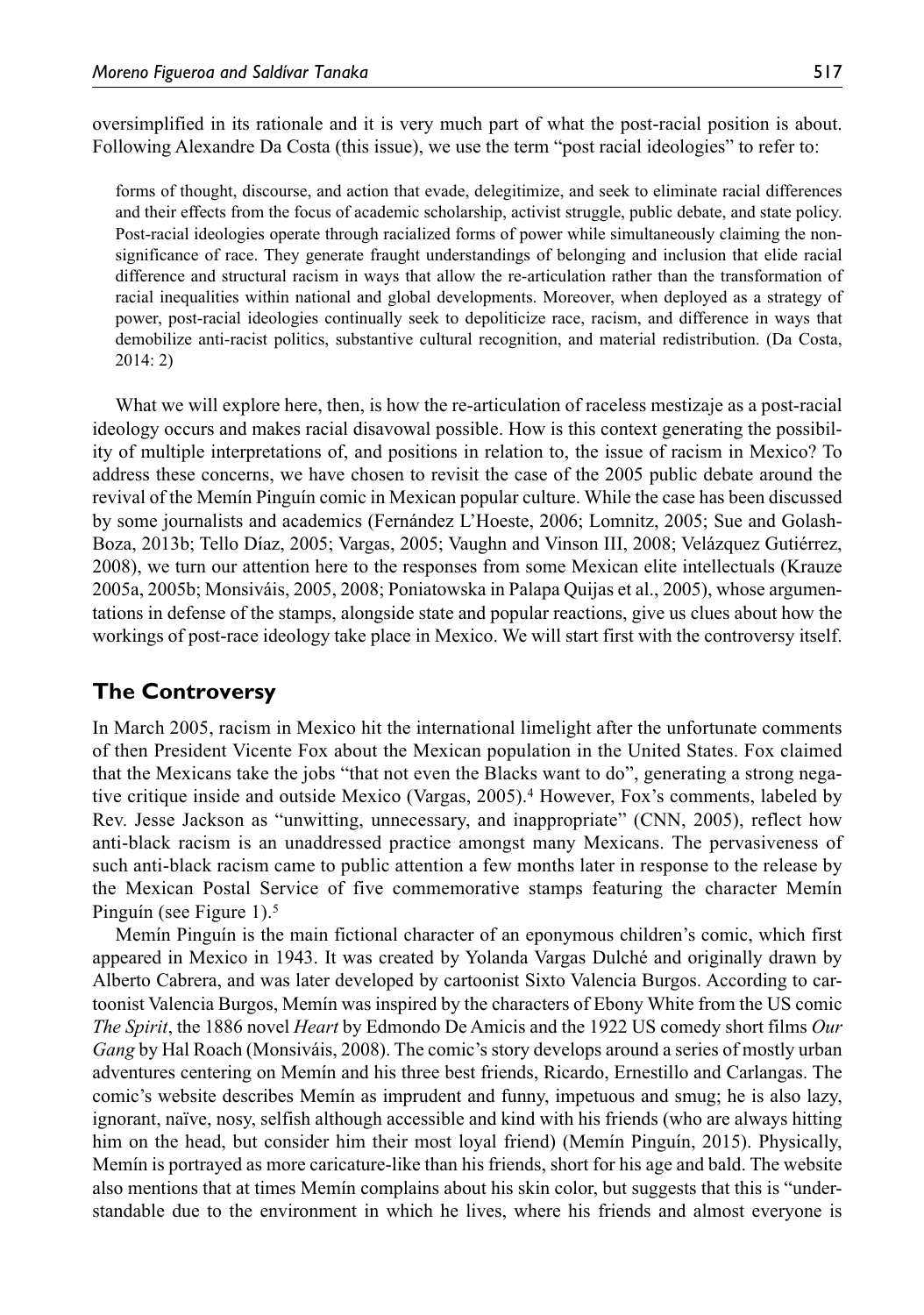oversimplified in its rationale and it is very much part of what the post-racial position is about. Following Alexandre Da Costa (this issue), we use the term "post racial ideologies" to refer to:

> forms of thought, discourse, and action that evade, delegitimize, and seek to eliminate racial differences and their effects from the focus of academic scholarship, activist struggle, public debate, and state policy. Post-racial ideologies operate through racialized forms of power while simultaneously claiming the non-significance of race. They generate fraught understandings of belonging and inclusion that elide racial difference and structural racism in ways that allow the re-articulation rather than the transformation of racial inequalities within national and global developments. Moreover, when deployed as a strategy of power, post-racial ideologies continually seek to depoliticize race, racism, and difference in ways that demobilize anti-racist politics, substantive cultural recognition, and material redistribution. (Da Costa, 2014: 2)

What we will explore here, then, is how the re-articulation of raceless mestizaje as a post-racial ideology occurs and makes racial disavowal possible. How is this context generating the possibility of multiple interpretations of, and positions in relation to, the issue of racism in Mexico? To address these concerns, we have chosen to revisit the case of the 2005 public debate around the revival of the Memín Pinguín comic in Mexican popular culture. While the case has been discussed by some journalists and academics (Fernández L'Hoeste, 2006; Lomnitz, 2005; Sue and Golash-Boza, 2013b; Tello Díaz, 2005; Vargas, 2005; Vaughn and Vinson III, 2008; Velázquez Gutiérrez, 2008), we turn our attention here to the responses from some Mexican elite intellectuals (Krauze 2005a, 2005b; Monsiváis, 2005, 2008; Poniatowska in Palapa Quijas et al., 2005), whose argumentations in defense of the stamps, alongside state and popular reactions, give us clues about how the workings of post-race ideology take place in Mexico. We will start first with the controversy itself.

## The Controversy

In March 2005, racism in Mexico hit the international limelight after the unfortunate comments of then President Vicente Fox about the Mexican population in the United States. Fox claimed that the Mexicans take the jobs "that not even the Blacks want to do", generating a strong negative critique inside and outside Mexico (Vargas, 2005).[4] However, Fox's comments, labeled by Rev. Jesse Jackson as "unwitting, unnecessary, and inappropriate" (CNN, 2005), reflect how anti-black racism is an unaddressed practice amongst many Mexicans. The pervasiveness of such anti-black racism came to public attention a few months later in response to the release by the Mexican Postal Service of five commemorative stamps featuring the character Memín Pinguín (see Figure 1).[5]

Memín Pinguín is the main fictional character of an eponymous children's comic, which first appeared in Mexico in 1943. It was created by Yolanda Vargas Dulché and originally drawn by Alberto Cabrera, and was later developed by cartoonist Sixto Valencia Burgos. According to cartoonist Valencia Burgos, Memín was inspired by the characters of Ebony White from the US comic *The Spirit*, the 1886 novel *Heart* by Edmondo De Amicis and the 1922 US comedy short films *Our Gang* by Hal Roach (Monsiváis, 2008). The comic's story develops around a series of mostly urban adventures centering on Memín and his three best friends, Ricardo, Ernestillo and Carlangas. The comic's website describes Memín as imprudent and funny, impetuous and smug; he is also lazy, ignorant, naïve, nosy, selfish although accessible and kind with his friends (who are always hitting him on the head, but consider him their most loyal friend) (Memín Pinguín, 2015). Physically, Memín is portrayed as more caricature-like than his friends, short for his age and bald. The website also mentions that at times Memín complains about his skin color, but suggests that this is "understandable due to the environment in which he lives, where his friends and almost everyone is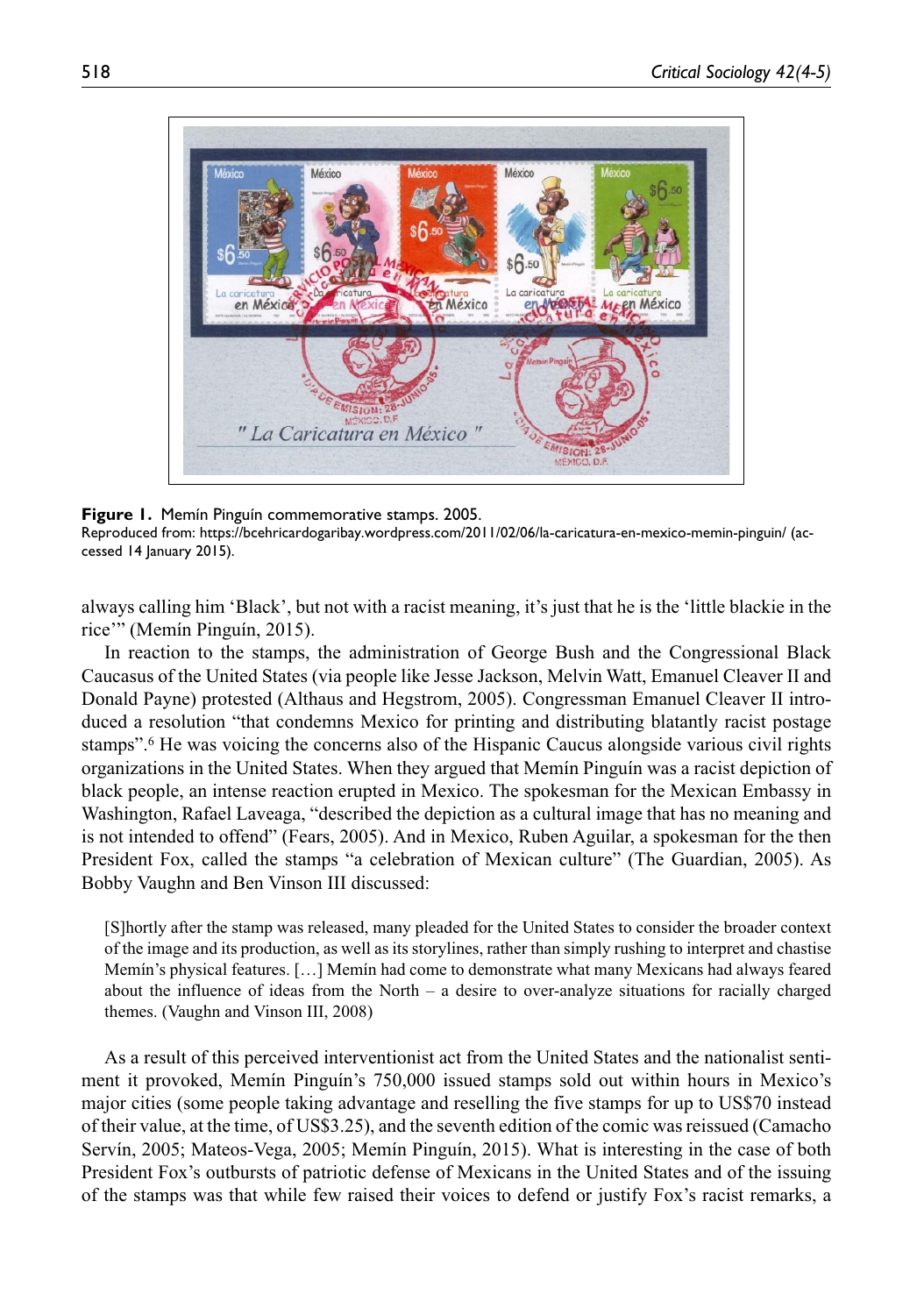**Figure 1.** Memín Pinguín commemorative stamps. 2005.
Reproduced from: https://bcehricardogaribay.wordpress.com/2011/02/06/la-caricatura-en-mexico-memin-pinguin/ (accessed 14 January 2015).

always calling him 'Black', but not with a racist meaning, it's just that he is the 'little blackie in the rice'" (Memín Pinguín, 2015).

In reaction to the stamps, the administration of George Bush and the Congressional Black Caucasus of the United States (via people like Jesse Jackson, Melvin Watt, Emanuel Cleaver II and Donald Payne) protested (Althaus and Hegstrom, 2005). Congressman Emanuel Cleaver II introduced a resolution "that condemns Mexico for printing and distributing blatantly racist postage stamps".[6] He was voicing the concerns also of the Hispanic Caucus alongside various civil rights organizations in the United States. When they argued that Memín Pinguín was a racist depiction of black people, an intense reaction erupted in Mexico. The spokesman for the Mexican Embassy in Washington, Rafael Laveaga, "described the depiction as a cultural image that has no meaning and is not intended to offend" (Fears, 2005). And in Mexico, Ruben Aguilar, a spokesman for the then President Fox, called the stamps "a celebration of Mexican culture" (The Guardian, 2005). As Bobby Vaughn and Ben Vinson III discussed:

> [S]hortly after the stamp was released, many pleaded for the United States to consider the broader context of the image and its production, as well as its storylines, rather than simply rushing to interpret and chastise Memín's physical features. […] Memín had come to demonstrate what many Mexicans had always feared about the influence of ideas from the North – a desire to over-analyze situations for racially charged themes. (Vaughn and Vinson III, 2008)

As a result of this perceived interventionist act from the United States and the nationalist sentiment it provoked, Memín Pinguín's 750,000 issued stamps sold out within hours in Mexico's major cities (some people taking advantage and reselling the five stamps for up to US$70 instead of their value, at the time, of US$3.25), and the seventh edition of the comic was reissued (Camacho Servín, 2005; Mateos-Vega, 2005; Memín Pinguín, 2015). What is interesting in the case of both President Fox's outbursts of patriotic defense of Mexicans in the United States and of the issuing of the stamps was that while few raised their voices to defend or justify Fox's racist remarks, a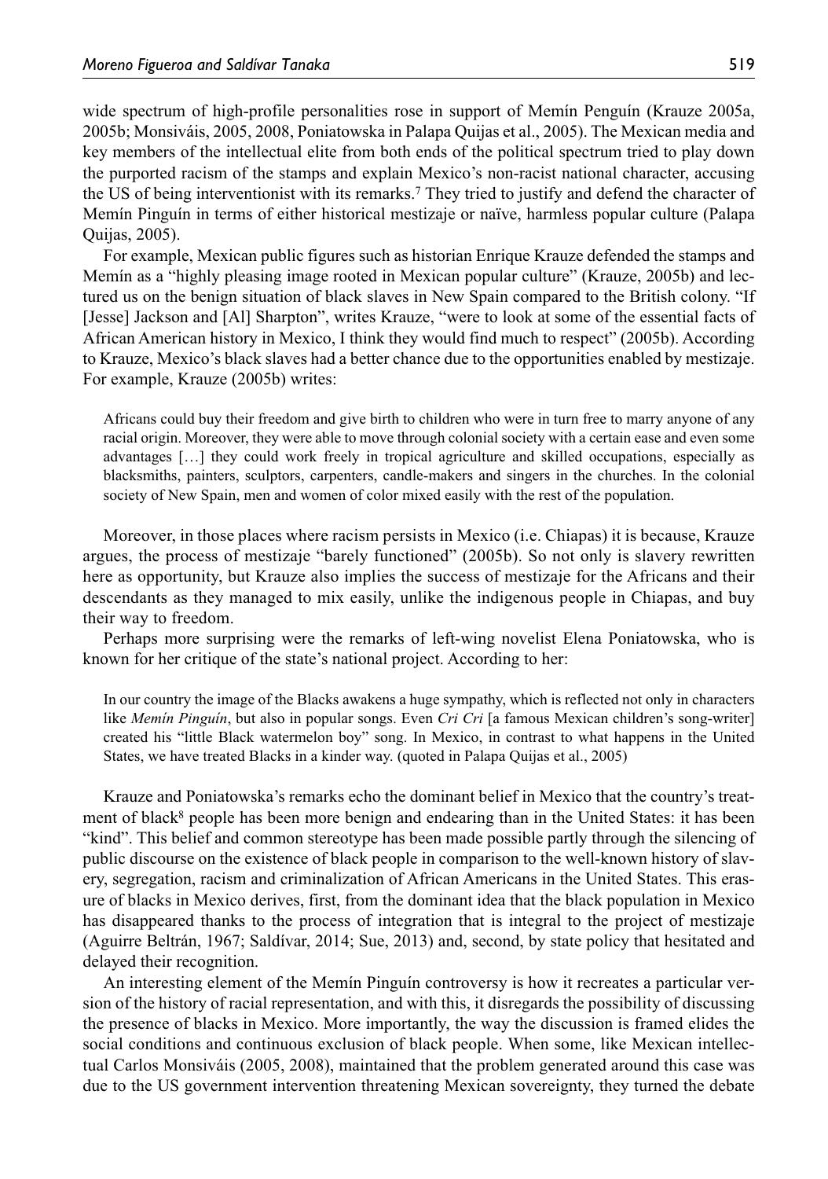wide spectrum of high-profile personalities rose in support of Memín Penguín (Krauze 2005a, 2005b; Monsiváis, 2005, 2008, Poniatowska in Palapa Quijas et al., 2005). The Mexican media and key members of the intellectual elite from both ends of the political spectrum tried to play down the purported racism of the stamps and explain Mexico's non-racist national character, accusing the US of being interventionist with its remarks.[7] They tried to justify and defend the character of Memín Pinguín in terms of either historical mestizaje or naïve, harmless popular culture (Palapa Quijas, 2005).

For example, Mexican public figures such as historian Enrique Krauze defended the stamps and Memín as a "highly pleasing image rooted in Mexican popular culture" (Krauze, 2005b) and lectured us on the benign situation of black slaves in New Spain compared to the British colony. "If [Jesse] Jackson and [Al] Sharpton", writes Krauze, "were to look at some of the essential facts of African American history in Mexico, I think they would find much to respect" (2005b). According to Krauze, Mexico's black slaves had a better chance due to the opportunities enabled by mestizaje. For example, Krauze (2005b) writes:

> Africans could buy their freedom and give birth to children who were in turn free to marry anyone of any racial origin. Moreover, they were able to move through colonial society with a certain ease and even some advantages […] they could work freely in tropical agriculture and skilled occupations, especially as blacksmiths, painters, sculptors, carpenters, candle-makers and singers in the churches. In the colonial society of New Spain, men and women of color mixed easily with the rest of the population.

Moreover, in those places where racism persists in Mexico (i.e. Chiapas) it is because, Krauze argues, the process of mestizaje "barely functioned" (2005b). So not only is slavery rewritten here as opportunity, but Krauze also implies the success of mestizaje for the Africans and their descendants as they managed to mix easily, unlike the indigenous people in Chiapas, and buy their way to freedom.

Perhaps more surprising were the remarks of left-wing novelist Elena Poniatowska, who is known for her critique of the state's national project. According to her:

> In our country the image of the Blacks awakens a huge sympathy, which is reflected not only in characters like *Memín Pinguín*, but also in popular songs. Even *Cri Cri* [a famous Mexican children's song-writer] created his "little Black watermelon boy" song. In Mexico, in contrast to what happens in the United States, we have treated Blacks in a kinder way. (quoted in Palapa Quijas et al., 2005)

Krauze and Poniatowska's remarks echo the dominant belief in Mexico that the country's treatment of black[8] people has been more benign and endearing than in the United States: it has been "kind". This belief and common stereotype has been made possible partly through the silencing of public discourse on the existence of black people in comparison to the well-known history of slavery, segregation, racism and criminalization of African Americans in the United States. This erasure of blacks in Mexico derives, first, from the dominant idea that the black population in Mexico has disappeared thanks to the process of integration that is integral to the project of mestizaje (Aguirre Beltrán, 1967; Saldívar, 2014; Sue, 2013) and, second, by state policy that hesitated and delayed their recognition.

An interesting element of the Memín Pinguín controversy is how it recreates a particular version of the history of racial representation, and with this, it disregards the possibility of discussing the presence of blacks in Mexico. More importantly, the way the discussion is framed elides the social conditions and continuous exclusion of black people. When some, like Mexican intellectual Carlos Monsiváis (2005, 2008), maintained that the problem generated around this case was due to the US government intervention threatening Mexican sovereignty, they turned the debate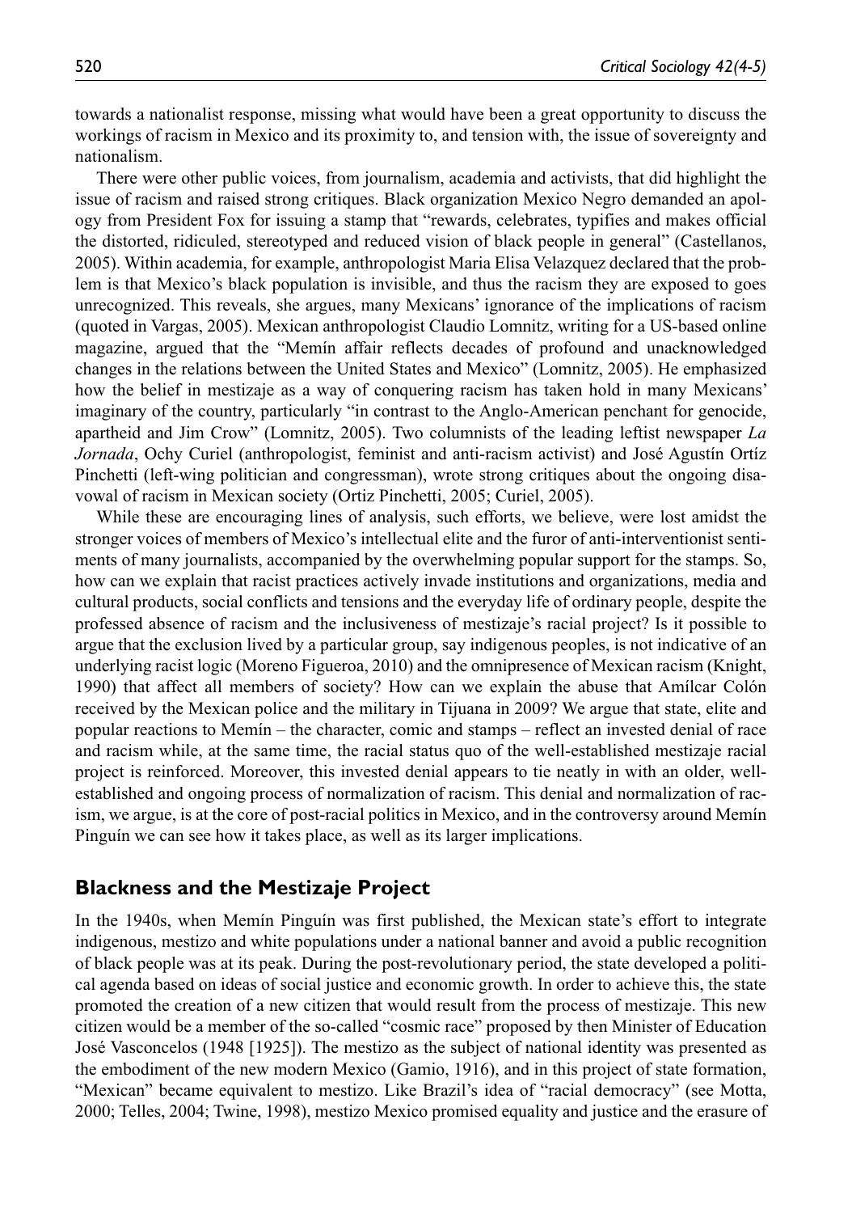towards a nationalist response, missing what would have been a great opportunity to discuss the workings of racism in Mexico and its proximity to, and tension with, the issue of sovereignty and nationalism.

There were other public voices, from journalism, academia and activists, that did highlight the issue of racism and raised strong critiques. Black organization Mexico Negro demanded an apology from President Fox for issuing a stamp that "rewards, celebrates, typifies and makes official the distorted, ridiculed, stereotyped and reduced vision of black people in general" (Castellanos, 2005). Within academia, for example, anthropologist Maria Elisa Velazquez declared that the problem is that Mexico's black population is invisible, and thus the racism they are exposed to goes unrecognized. This reveals, she argues, many Mexicans' ignorance of the implications of racism (quoted in Vargas, 2005). Mexican anthropologist Claudio Lomnitz, writing for a US-based online magazine, argued that the "Memín affair reflects decades of profound and unacknowledged changes in the relations between the United States and Mexico" (Lomnitz, 2005). He emphasized how the belief in mestizaje as a way of conquering racism has taken hold in many Mexicans' imaginary of the country, particularly "in contrast to the Anglo-American penchant for genocide, apartheid and Jim Crow" (Lomnitz, 2005). Two columnists of the leading leftist newspaper *La Jornada*, Ochy Curiel (anthropologist, feminist and anti-racism activist) and José Agustín Ortíz Pinchetti (left-wing politician and congressman), wrote strong critiques about the ongoing disavowal of racism in Mexican society (Ortiz Pinchetti, 2005; Curiel, 2005).

While these are encouraging lines of analysis, such efforts, we believe, were lost amidst the stronger voices of members of Mexico's intellectual elite and the furor of anti-interventionist sentiments of many journalists, accompanied by the overwhelming popular support for the stamps. So, how can we explain that racist practices actively invade institutions and organizations, media and cultural products, social conflicts and tensions and the everyday life of ordinary people, despite the professed absence of racism and the inclusiveness of mestizaje's racial project? Is it possible to argue that the exclusion lived by a particular group, say indigenous peoples, is not indicative of an underlying racist logic (Moreno Figueroa, 2010) and the omnipresence of Mexican racism (Knight, 1990) that affect all members of society? How can we explain the abuse that Amílcar Colón received by the Mexican police and the military in Tijuana in 2009? We argue that state, elite and popular reactions to Memín – the character, comic and stamps – reflect an invested denial of race and racism while, at the same time, the racial status quo of the well-established mestizaje racial project is reinforced. Moreover, this invested denial appears to tie neatly in with an older, well-established and ongoing process of normalization of racism. This denial and normalization of racism, we argue, is at the core of post-racial politics in Mexico, and in the controversy around Memín Pinguín we can see how it takes place, as well as its larger implications.

## Blackness and the Mestizaje Project

In the 1940s, when Memín Pinguín was first published, the Mexican state's effort to integrate indigenous, mestizo and white populations under a national banner and avoid a public recognition of black people was at its peak. During the post-revolutionary period, the state developed a political agenda based on ideas of social justice and economic growth. In order to achieve this, the state promoted the creation of a new citizen that would result from the process of mestizaje. This new citizen would be a member of the so-called "cosmic race" proposed by then Minister of Education José Vasconcelos (1948 [1925]). The mestizo as the subject of national identity was presented as the embodiment of the new modern Mexico (Gamio, 1916), and in this project of state formation, "Mexican" became equivalent to mestizo. Like Brazil's idea of "racial democracy" (see Motta, 2000; Telles, 2004; Twine, 1998), mestizo Mexico promised equality and justice and the erasure of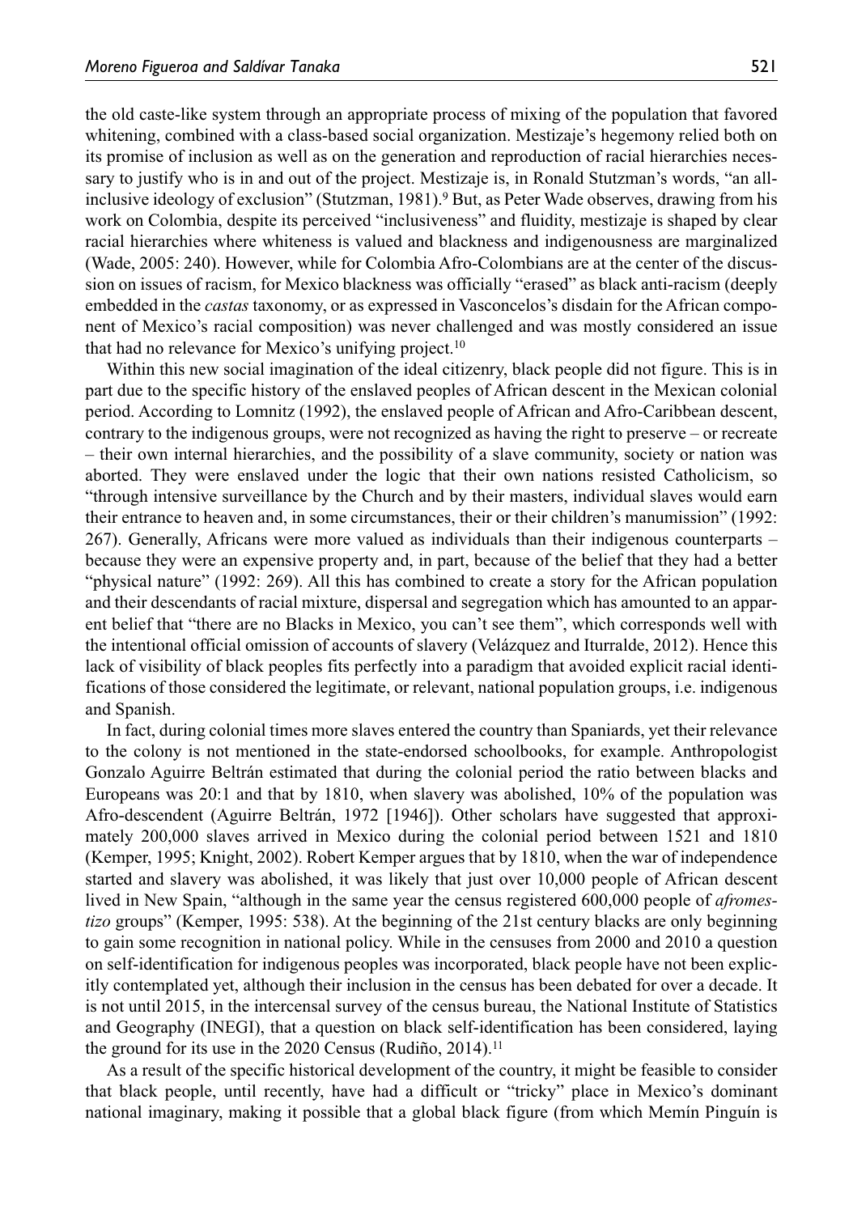the old caste-like system through an appropriate process of mixing of the population that favored whitening, combined with a class-based social organization. Mestizaje's hegemony relied both on its promise of inclusion as well as on the generation and reproduction of racial hierarchies necessary to justify who is in and out of the project. Mestizaje is, in Ronald Stutzman's words, "an all-inclusive ideology of exclusion" (Stutzman, 1981).[9] But, as Peter Wade observes, drawing from his work on Colombia, despite its perceived "inclusiveness" and fluidity, mestizaje is shaped by clear racial hierarchies where whiteness is valued and blackness and indigenousness are marginalized (Wade, 2005: 240). However, while for Colombia Afro-Colombians are at the center of the discussion on issues of racism, for Mexico blackness was officially "erased" as black anti-racism (deeply embedded in the *castas* taxonomy, or as expressed in Vasconcelos's disdain for the African component of Mexico's racial composition) was never challenged and was mostly considered an issue that had no relevance for Mexico's unifying project.[10]

Within this new social imagination of the ideal citizenry, black people did not figure. This is in part due to the specific history of the enslaved peoples of African descent in the Mexican colonial period. According to Lomnitz (1992), the enslaved people of African and Afro-Caribbean descent, contrary to the indigenous groups, were not recognized as having the right to preserve – or recreate – their own internal hierarchies, and the possibility of a slave community, society or nation was aborted. They were enslaved under the logic that their own nations resisted Catholicism, so "through intensive surveillance by the Church and by their masters, individual slaves would earn their entrance to heaven and, in some circumstances, their or their children's manumission" (1992: 267). Generally, Africans were more valued as individuals than their indigenous counterparts – because they were an expensive property and, in part, because of the belief that they had a better "physical nature" (1992: 269). All this has combined to create a story for the African population and their descendants of racial mixture, dispersal and segregation which has amounted to an apparent belief that "there are no Blacks in Mexico, you can't see them", which corresponds well with the intentional official omission of accounts of slavery (Velázquez and Iturralde, 2012). Hence this lack of visibility of black peoples fits perfectly into a paradigm that avoided explicit racial identifications of those considered the legitimate, or relevant, national population groups, i.e. indigenous and Spanish.

In fact, during colonial times more slaves entered the country than Spaniards, yet their relevance to the colony is not mentioned in the state-endorsed schoolbooks, for example. Anthropologist Gonzalo Aguirre Beltrán estimated that during the colonial period the ratio between blacks and Europeans was 20:1 and that by 1810, when slavery was abolished, 10% of the population was Afro-descendent (Aguirre Beltrán, 1972 [1946]). Other scholars have suggested that approximately 200,000 slaves arrived in Mexico during the colonial period between 1521 and 1810 (Kemper, 1995; Knight, 2002). Robert Kemper argues that by 1810, when the war of independence started and slavery was abolished, it was likely that just over 10,000 people of African descent lived in New Spain, "although in the same year the census registered 600,000 people of *afromestizo* groups" (Kemper, 1995: 538). At the beginning of the 21st century blacks are only beginning to gain some recognition in national policy. While in the censuses from 2000 and 2010 a question on self-identification for indigenous peoples was incorporated, black people have not been explicitly contemplated yet, although their inclusion in the census has been debated for over a decade. It is not until 2015, in the intercensal survey of the census bureau, the National Institute of Statistics and Geography (INEGI), that a question on black self-identification has been considered, laying the ground for its use in the 2020 Census (Rudiño, 2014).[11]

As a result of the specific historical development of the country, it might be feasible to consider that black people, until recently, have had a difficult or "tricky" place in Mexico's dominant national imaginary, making it possible that a global black figure (from which Memín Pinguín is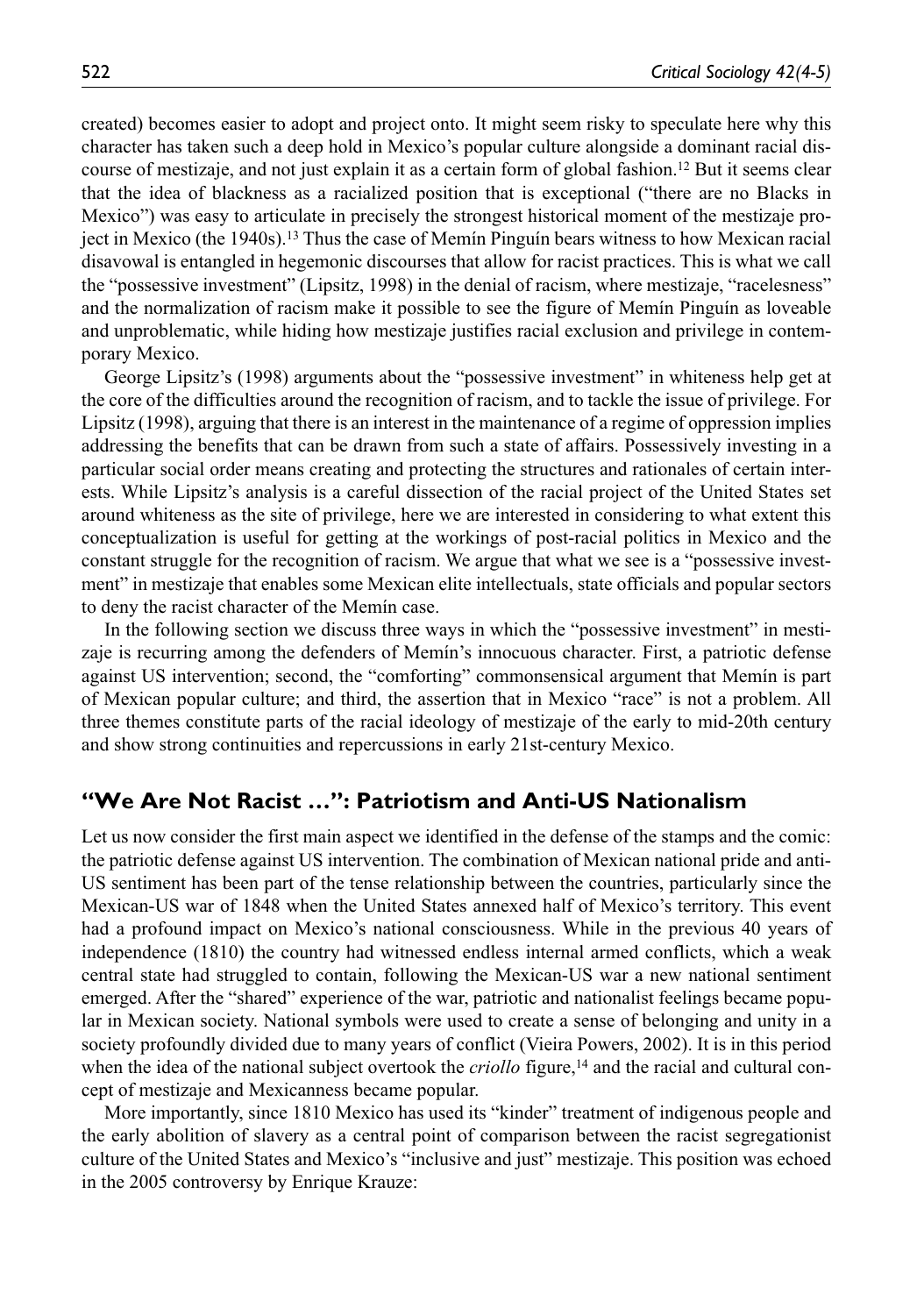created) becomes easier to adopt and project onto. It might seem risky to speculate here why this character has taken such a deep hold in Mexico's popular culture alongside a dominant racial discourse of mestizaje, and not just explain it as a certain form of global fashion.[12] But it seems clear that the idea of blackness as a racialized position that is exceptional ("there are no Blacks in Mexico") was easy to articulate in precisely the strongest historical moment of the mestizaje project in Mexico (the 1940s).[13] Thus the case of Memín Pinguín bears witness to how Mexican racial disavowal is entangled in hegemonic discourses that allow for racist practices. This is what we call the "possessive investment" (Lipsitz, 1998) in the denial of racism, where mestizaje, "racelesness" and the normalization of racism make it possible to see the figure of Memín Pinguín as loveable and unproblematic, while hiding how mestizaje justifies racial exclusion and privilege in contemporary Mexico.

George Lipsitz's (1998) arguments about the "possessive investment" in whiteness help get at the core of the difficulties around the recognition of racism, and to tackle the issue of privilege. For Lipsitz (1998), arguing that there is an interest in the maintenance of a regime of oppression implies addressing the benefits that can be drawn from such a state of affairs. Possessively investing in a particular social order means creating and protecting the structures and rationales of certain interests. While Lipsitz's analysis is a careful dissection of the racial project of the United States set around whiteness as the site of privilege, here we are interested in considering to what extent this conceptualization is useful for getting at the workings of post-racial politics in Mexico and the constant struggle for the recognition of racism. We argue that what we see is a "possessive investment" in mestizaje that enables some Mexican elite intellectuals, state officials and popular sectors to deny the racist character of the Memín case.

In the following section we discuss three ways in which the "possessive investment" in mestizaje is recurring among the defenders of Memín's innocuous character. First, a patriotic defense against US intervention; second, the "comforting" commonsensical argument that Memín is part of Mexican popular culture; and third, the assertion that in Mexico "race" is not a problem. All three themes constitute parts of the racial ideology of mestizaje of the early to mid-20th century and show strong continuities and repercussions in early 21st-century Mexico.

## "We Are Not Racist …": Patriotism and Anti-US Nationalism

Let us now consider the first main aspect we identified in the defense of the stamps and the comic: the patriotic defense against US intervention. The combination of Mexican national pride and anti-US sentiment has been part of the tense relationship between the countries, particularly since the Mexican-US war of 1848 when the United States annexed half of Mexico's territory. This event had a profound impact on Mexico's national consciousness. While in the previous 40 years of independence (1810) the country had witnessed endless internal armed conflicts, which a weak central state had struggled to contain, following the Mexican-US war a new national sentiment emerged. After the "shared" experience of the war, patriotic and nationalist feelings became popular in Mexican society. National symbols were used to create a sense of belonging and unity in a society profoundly divided due to many years of conflict (Vieira Powers, 2002). It is in this period when the idea of the national subject overtook the *criollo* figure,[14] and the racial and cultural concept of mestizaje and Mexicanness became popular.

More importantly, since 1810 Mexico has used its "kinder" treatment of indigenous people and the early abolition of slavery as a central point of comparison between the racist segregationist culture of the United States and Mexico's "inclusive and just" mestizaje. This position was echoed in the 2005 controversy by Enrique Krauze: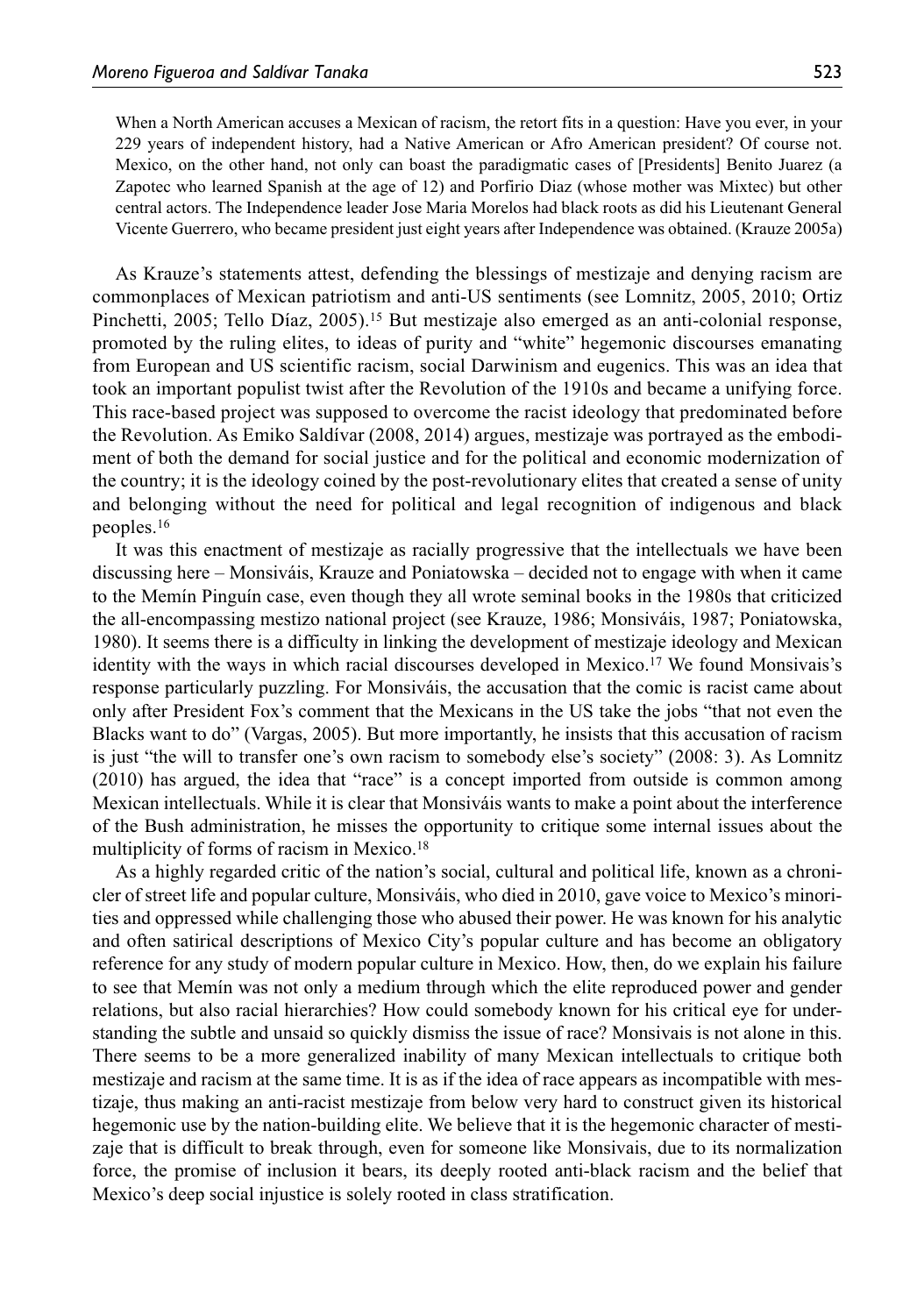> When a North American accuses a Mexican of racism, the retort fits in a question: Have you ever, in your 229 years of independent history, had a Native American or Afro American president? Of course not. Mexico, on the other hand, not only can boast the paradigmatic cases of [Presidents] Benito Juarez (a Zapotec who learned Spanish at the age of 12) and Porfirio Diaz (whose mother was Mixtec) but other central actors. The Independence leader Jose Maria Morelos had black roots as did his Lieutenant General Vicente Guerrero, who became president just eight years after Independence was obtained. (Krauze 2005a)

As Krauze's statements attest, defending the blessings of mestizaje and denying racism are commonplaces of Mexican patriotism and anti-US sentiments (see Lomnitz, 2005, 2010; Ortiz Pinchetti, 2005; Tello Díaz, 2005).[15] But mestizaje also emerged as an anti-colonial response, promoted by the ruling elites, to ideas of purity and "white" hegemonic discourses emanating from European and US scientific racism, social Darwinism and eugenics. This was an idea that took an important populist twist after the Revolution of the 1910s and became a unifying force. This race-based project was supposed to overcome the racist ideology that predominated before the Revolution. As Emiko Saldívar (2008, 2014) argues, mestizaje was portrayed as the embodiment of both the demand for social justice and for the political and economic modernization of the country; it is the ideology coined by the post-revolutionary elites that created a sense of unity and belonging without the need for political and legal recognition of indigenous and black peoples.[16]

It was this enactment of mestizaje as racially progressive that the intellectuals we have been discussing here – Monsiváis, Krauze and Poniatowska – decided not to engage with when it came to the Memín Pinguín case, even though they all wrote seminal books in the 1980s that criticized the all-encompassing mestizo national project (see Krauze, 1986; Monsiváis, 1987; Poniatowska, 1980). It seems there is a difficulty in linking the development of mestizaje ideology and Mexican identity with the ways in which racial discourses developed in Mexico.[17] We found Monsivais's response particularly puzzling. For Monsiváis, the accusation that the comic is racist came about only after President Fox's comment that the Mexicans in the US take the jobs "that not even the Blacks want to do" (Vargas, 2005). But more importantly, he insists that this accusation of racism is just "the will to transfer one's own racism to somebody else's society" (2008: 3). As Lomnitz (2010) has argued, the idea that "race" is a concept imported from outside is common among Mexican intellectuals. While it is clear that Monsiváis wants to make a point about the interference of the Bush administration, he misses the opportunity to critique some internal issues about the multiplicity of forms of racism in Mexico.[18]

As a highly regarded critic of the nation's social, cultural and political life, known as a chronicler of street life and popular culture, Monsiváis, who died in 2010, gave voice to Mexico's minorities and oppressed while challenging those who abused their power. He was known for his analytic and often satirical descriptions of Mexico City's popular culture and has become an obligatory reference for any study of modern popular culture in Mexico. How, then, do we explain his failure to see that Memín was not only a medium through which the elite reproduced power and gender relations, but also racial hierarchies? How could somebody known for his critical eye for understanding the subtle and unsaid so quickly dismiss the issue of race? Monsivais is not alone in this. There seems to be a more generalized inability of many Mexican intellectuals to critique both mestizaje and racism at the same time. It is as if the idea of race appears as incompatible with mestizaje, thus making an anti-racist mestizaje from below very hard to construct given its historical hegemonic use by the nation-building elite. We believe that it is the hegemonic character of mestizaje that is difficult to break through, even for someone like Monsivais, due to its normalization force, the promise of inclusion it bears, its deeply rooted anti-black racism and the belief that Mexico's deep social injustice is solely rooted in class stratification.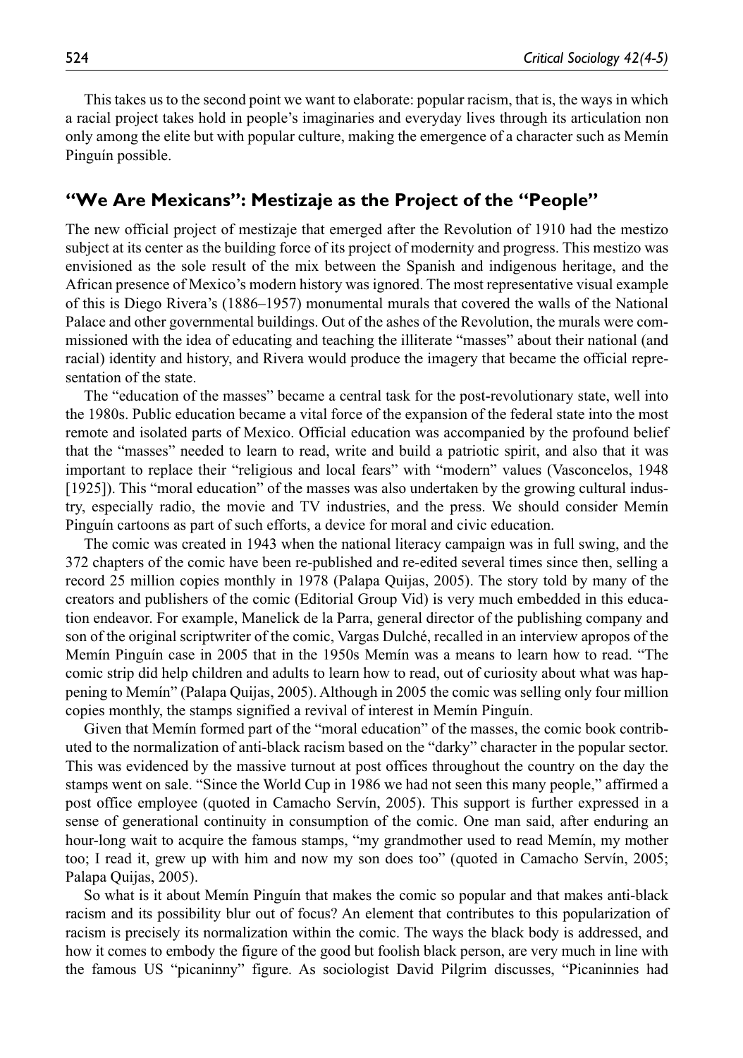This takes us to the second point we want to elaborate: popular racism, that is, the ways in which a racial project takes hold in people's imaginaries and everyday lives through its articulation non only among the elite but with popular culture, making the emergence of a character such as Memín Pinguín possible.

## "We Are Mexicans": Mestizaje as the Project of the "People"

The new official project of mestizaje that emerged after the Revolution of 1910 had the mestizo subject at its center as the building force of its project of modernity and progress. This mestizo was envisioned as the sole result of the mix between the Spanish and indigenous heritage, and the African presence of Mexico's modern history was ignored. The most representative visual example of this is Diego Rivera's (1886–1957) monumental murals that covered the walls of the National Palace and other governmental buildings. Out of the ashes of the Revolution, the murals were commissioned with the idea of educating and teaching the illiterate "masses" about their national (and racial) identity and history, and Rivera would produce the imagery that became the official representation of the state.

The "education of the masses" became a central task for the post-revolutionary state, well into the 1980s. Public education became a vital force of the expansion of the federal state into the most remote and isolated parts of Mexico. Official education was accompanied by the profound belief that the "masses" needed to learn to read, write and build a patriotic spirit, and also that it was important to replace their "religious and local fears" with "modern" values (Vasconcelos, 1948 [1925]). This "moral education" of the masses was also undertaken by the growing cultural industry, especially radio, the movie and TV industries, and the press. We should consider Memín Pinguín cartoons as part of such efforts, a device for moral and civic education.

The comic was created in 1943 when the national literacy campaign was in full swing, and the 372 chapters of the comic have been re-published and re-edited several times since then, selling a record 25 million copies monthly in 1978 (Palapa Quijas, 2005). The story told by many of the creators and publishers of the comic (Editorial Group Vid) is very much embedded in this education endeavor. For example, Manelick de la Parra, general director of the publishing company and son of the original scriptwriter of the comic, Vargas Dulché, recalled in an interview apropos of the Memín Pinguín case in 2005 that in the 1950s Memín was a means to learn how to read. "The comic strip did help children and adults to learn how to read, out of curiosity about what was happening to Memín" (Palapa Quijas, 2005). Although in 2005 the comic was selling only four million copies monthly, the stamps signified a revival of interest in Memín Pinguín.

Given that Memín formed part of the "moral education" of the masses, the comic book contributed to the normalization of anti-black racism based on the "darky" character in the popular sector. This was evidenced by the massive turnout at post offices throughout the country on the day the stamps went on sale. "Since the World Cup in 1986 we had not seen this many people," affirmed a post office employee (quoted in Camacho Servín, 2005). This support is further expressed in a sense of generational continuity in consumption of the comic. One man said, after enduring an hour-long wait to acquire the famous stamps, "my grandmother used to read Memín, my mother too; I read it, grew up with him and now my son does too" (quoted in Camacho Servín, 2005; Palapa Quijas, 2005).

So what is it about Memín Pinguín that makes the comic so popular and that makes anti-black racism and its possibility blur out of focus? An element that contributes to this popularization of racism is precisely its normalization within the comic. The ways the black body is addressed, and how it comes to embody the figure of the good but foolish black person, are very much in line with the famous US "picaninny" figure. As sociologist David Pilgrim discusses, "Picaninnies had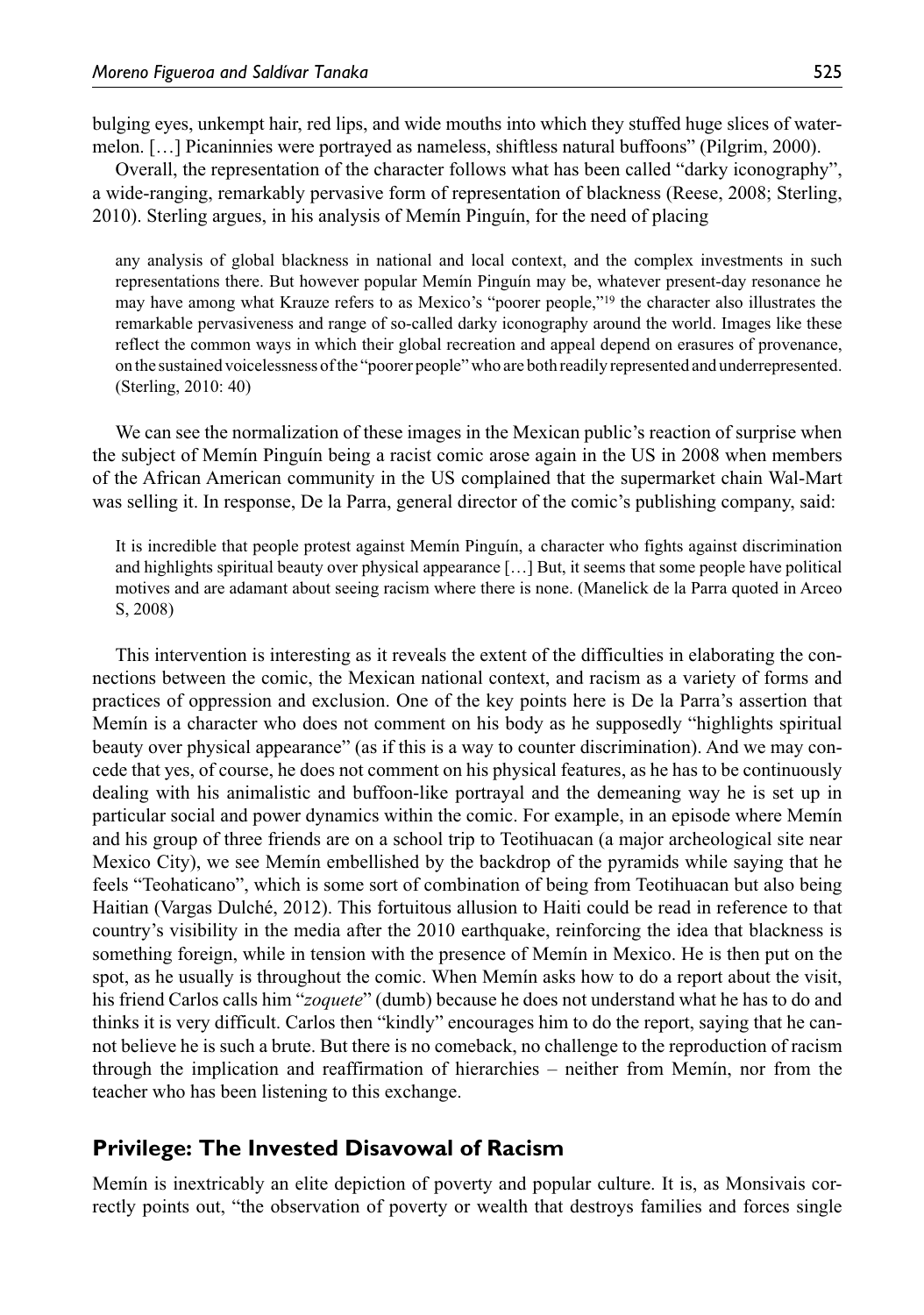bulging eyes, unkempt hair, red lips, and wide mouths into which they stuffed huge slices of watermelon. […] Picaninnies were portrayed as nameless, shiftless natural buffoons" (Pilgrim, 2000).

Overall, the representation of the character follows what has been called "darky iconography", a wide-ranging, remarkably pervasive form of representation of blackness (Reese, 2008; Sterling, 2010). Sterling argues, in his analysis of Memín Pinguín, for the need of placing

> any analysis of global blackness in national and local context, and the complex investments in such representations there. But however popular Memín Pinguín may be, whatever present-day resonance he may have among what Krauze refers to as Mexico's "poorer people,"[19] the character also illustrates the remarkable pervasiveness and range of so-called darky iconography around the world. Images like these reflect the common ways in which their global recreation and appeal depend on erasures of provenance, on the sustained voicelessness of the "poorer people" who are both readily represented and underrepresented. (Sterling, 2010: 40)

We can see the normalization of these images in the Mexican public's reaction of surprise when the subject of Memín Pinguín being a racist comic arose again in the US in 2008 when members of the African American community in the US complained that the supermarket chain Wal-Mart was selling it. In response, De la Parra, general director of the comic's publishing company, said:

> It is incredible that people protest against Memín Pinguín, a character who fights against discrimination and highlights spiritual beauty over physical appearance […] But, it seems that some people have political motives and are adamant about seeing racism where there is none. (Manelick de la Parra quoted in Arceo S, 2008)

This intervention is interesting as it reveals the extent of the difficulties in elaborating the connections between the comic, the Mexican national context, and racism as a variety of forms and practices of oppression and exclusion. One of the key points here is De la Parra's assertion that Memín is a character who does not comment on his body as he supposedly "highlights spiritual beauty over physical appearance" (as if this is a way to counter discrimination). And we may concede that yes, of course, he does not comment on his physical features, as he has to be continuously dealing with his animalistic and buffoon-like portrayal and the demeaning way he is set up in particular social and power dynamics within the comic. For example, in an episode where Memín and his group of three friends are on a school trip to Teotihuacan (a major archeological site near Mexico City), we see Memín embellished by the backdrop of the pyramids while saying that he feels "Teohaticano", which is some sort of combination of being from Teotihuacan but also being Haitian (Vargas Dulché, 2012). This fortuitous allusion to Haiti could be read in reference to that country's visibility in the media after the 2010 earthquake, reinforcing the idea that blackness is something foreign, while in tension with the presence of Memín in Mexico. He is then put on the spot, as he usually is throughout the comic. When Memín asks how to do a report about the visit, his friend Carlos calls him "*zoquete*" (dumb) because he does not understand what he has to do and thinks it is very difficult. Carlos then "kindly" encourages him to do the report, saying that he cannot believe he is such a brute. But there is no comeback, no challenge to the reproduction of racism through the implication and reaffirmation of hierarchies – neither from Memín, nor from the teacher who has been listening to this exchange.

## Privilege: The Invested Disavowal of Racism

Memín is inextricably an elite depiction of poverty and popular culture. It is, as Monsivais correctly points out, "the observation of poverty or wealth that destroys families and forces single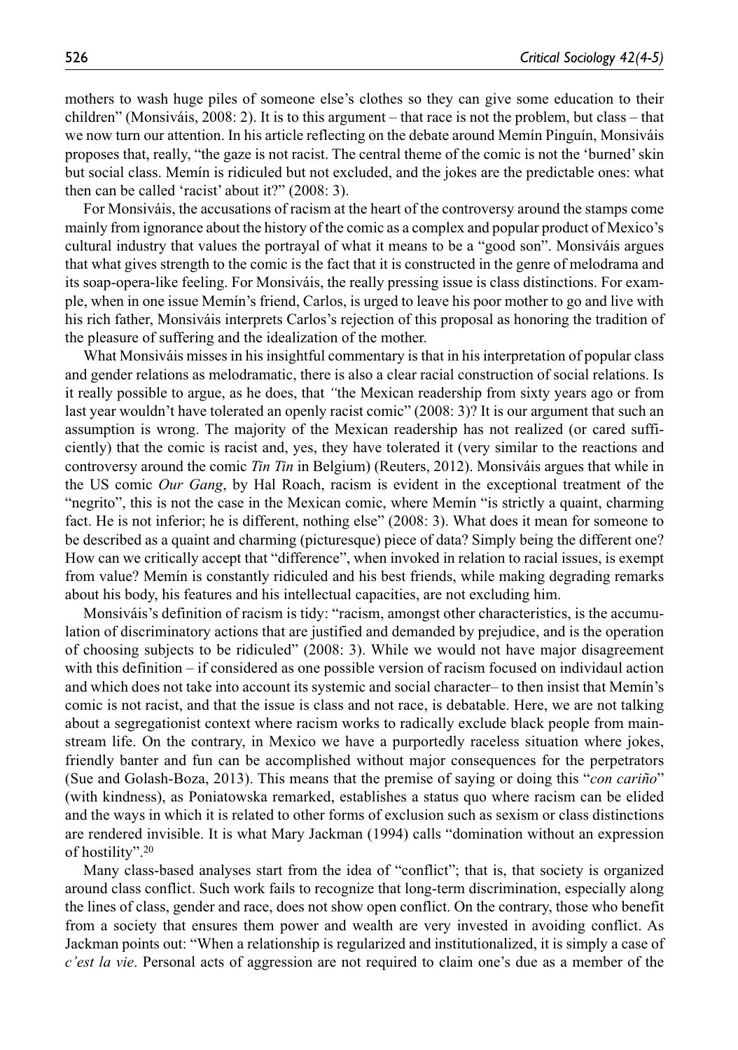mothers to wash huge piles of someone else's clothes so they can give some education to their children" (Monsiváis, 2008: 2). It is to this argument – that race is not the problem, but class – that we now turn our attention. In his article reflecting on the debate around Memín Pinguín, Monsiváis proposes that, really, "the gaze is not racist. The central theme of the comic is not the 'burned' skin but social class. Memín is ridiculed but not excluded, and the jokes are the predictable ones: what then can be called 'racist' about it?" (2008: 3).

For Monsiváis, the accusations of racism at the heart of the controversy around the stamps come mainly from ignorance about the history of the comic as a complex and popular product of Mexico's cultural industry that values the portrayal of what it means to be a "good son". Monsiváis argues that what gives strength to the comic is the fact that it is constructed in the genre of melodrama and its soap-opera-like feeling. For Monsiváis, the really pressing issue is class distinctions. For example, when in one issue Memín's friend, Carlos, is urged to leave his poor mother to go and live with his rich father, Monsiváis interprets Carlos's rejection of this proposal as honoring the tradition of the pleasure of suffering and the idealization of the mother.

What Monsiváis misses in his insightful commentary is that in his interpretation of popular class and gender relations as melodramatic, there is also a clear racial construction of social relations. Is it really possible to argue, as he does, that "the Mexican readership from sixty years ago or from last year wouldn't have tolerated an openly racist comic" (2008: 3)? It is our argument that such an assumption is wrong. The majority of the Mexican readership has not realized (or cared sufficiently) that the comic is racist and, yes, they have tolerated it (very similar to the reactions and controversy around the comic *Tin Tin* in Belgium) (Reuters, 2012). Monsiváis argues that while in the US comic *Our Gang*, by Hal Roach, racism is evident in the exceptional treatment of the "negrito", this is not the case in the Mexican comic, where Memín "is strictly a quaint, charming fact. He is not inferior; he is different, nothing else" (2008: 3). What does it mean for someone to be described as a quaint and charming (picturesque) piece of data? Simply being the different one? How can we critically accept that "difference", when invoked in relation to racial issues, is exempt from value? Memín is constantly ridiculed and his best friends, while making degrading remarks about his body, his features and his intellectual capacities, are not excluding him.

Monsiváis's definition of racism is tidy: "racism, amongst other characteristics, is the accumulation of discriminatory actions that are justified and demanded by prejudice, and is the operation of choosing subjects to be ridiculed" (2008: 3). While we would not have major disagreement with this definition – if considered as one possible version of racism focused on individaul action and which does not take into account its systemic and social character– to then insist that Memín's comic is not racist, and that the issue is class and not race, is debatable. Here, we are not talking about a segregationist context where racism works to radically exclude black people from mainstream life. On the contrary, in Mexico we have a purportedly raceless situation where jokes, friendly banter and fun can be accomplished without major consequences for the perpetrators (Sue and Golash-Boza, 2013). This means that the premise of saying or doing this "*con cariño*" (with kindness), as Poniatowska remarked, establishes a status quo where racism can be elided and the ways in which it is related to other forms of exclusion such as sexism or class distinctions are rendered invisible. It is what Mary Jackman (1994) calls "domination without an expression of hostility".[20]

Many class-based analyses start from the idea of "conflict"; that is, that society is organized around class conflict. Such work fails to recognize that long-term discrimination, especially along the lines of class, gender and race, does not show open conflict. On the contrary, those who benefit from a society that ensures them power and wealth are very invested in avoiding conflict. As Jackman points out: "When a relationship is regularized and institutionalized, it is simply a case of *c'est la vie*. Personal acts of aggression are not required to claim one's due as a member of the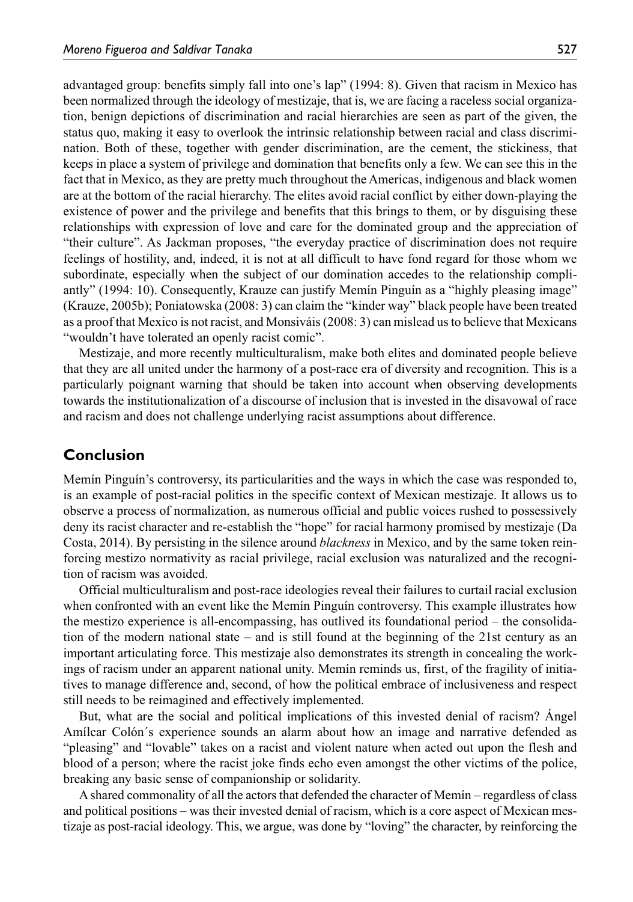advantaged group: benefits simply fall into one's lap" (1994: 8). Given that racism in Mexico has been normalized through the ideology of mestizaje, that is, we are facing a raceless social organization, benign depictions of discrimination and racial hierarchies are seen as part of the given, the status quo, making it easy to overlook the intrinsic relationship between racial and class discrimination. Both of these, together with gender discrimination, are the cement, the stickiness, that keeps in place a system of privilege and domination that benefits only a few. We can see this in the fact that in Mexico, as they are pretty much throughout the Americas, indigenous and black women are at the bottom of the racial hierarchy. The elites avoid racial conflict by either down-playing the existence of power and the privilege and benefits that this brings to them, or by disguising these relationships with expression of love and care for the dominated group and the appreciation of "their culture". As Jackman proposes, "the everyday practice of discrimination does not require feelings of hostility, and, indeed, it is not at all difficult to have fond regard for those whom we subordinate, especially when the subject of our domination accedes to the relationship compliantly" (1994: 10). Consequently, Krauze can justify Memín Pinguín as a "highly pleasing image" (Krauze, 2005b); Poniatowska (2008: 3) can claim the "kinder way" black people have been treated as a proof that Mexico is not racist, and Monsiváis (2008: 3) can mislead us to believe that Mexicans "wouldn't have tolerated an openly racist comic".

Mestizaje, and more recently multiculturalism, make both elites and dominated people believe that they are all united under the harmony of a post-race era of diversity and recognition. This is a particularly poignant warning that should be taken into account when observing developments towards the institutionalization of a discourse of inclusion that is invested in the disavowal of race and racism and does not challenge underlying racist assumptions about difference.

## Conclusion

Memín Pinguín's controversy, its particularities and the ways in which the case was responded to, is an example of post-racial politics in the specific context of Mexican mestizaje. It allows us to observe a process of normalization, as numerous official and public voices rushed to possessively deny its racist character and re-establish the "hope" for racial harmony promised by mestizaje (Da Costa, 2014). By persisting in the silence around *blackness* in Mexico, and by the same token reinforcing mestizo normativity as racial privilege, racial exclusion was naturalized and the recognition of racism was avoided.

Official multiculturalism and post-race ideologies reveal their failures to curtail racial exclusion when confronted with an event like the Memín Pinguín controversy. This example illustrates how the mestizo experience is all-encompassing, has outlived its foundational period – the consolidation of the modern national state – and is still found at the beginning of the 21st century as an important articulating force. This mestizaje also demonstrates its strength in concealing the workings of racism under an apparent national unity. Memín reminds us, first, of the fragility of initiatives to manage difference and, second, of how the political embrace of inclusiveness and respect still needs to be reimagined and effectively implemented.

But, what are the social and political implications of this invested denial of racism? Ángel Amílcar Colón´s experience sounds an alarm about how an image and narrative defended as "pleasing" and "lovable" takes on a racist and violent nature when acted out upon the flesh and blood of a person; where the racist joke finds echo even amongst the other victims of the police, breaking any basic sense of companionship or solidarity.

A shared commonality of all the actors that defended the character of Memín – regardless of class and political positions – was their invested denial of racism, which is a core aspect of Mexican mestizaje as post-racial ideology. This, we argue, was done by "loving" the character, by reinforcing the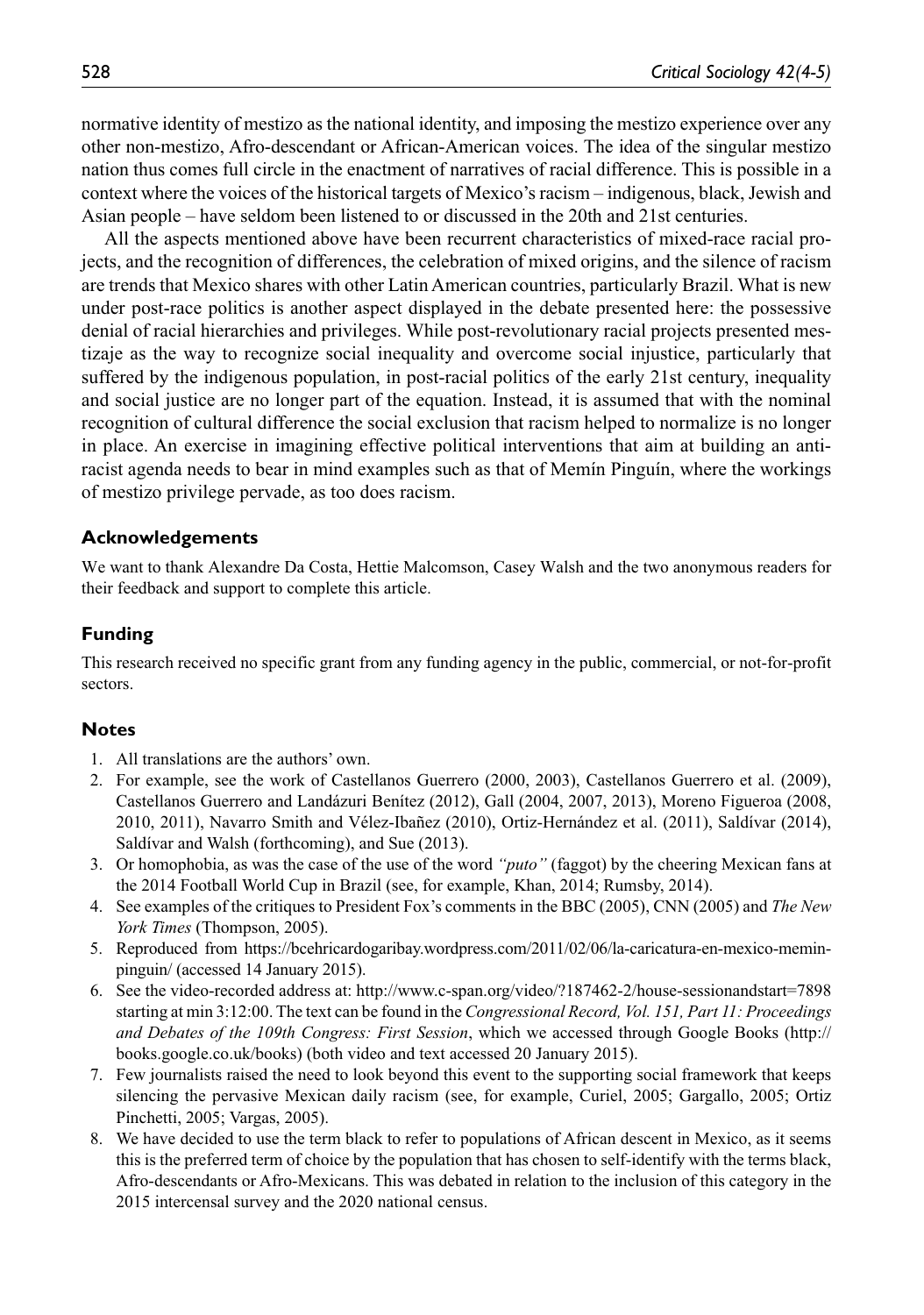normative identity of mestizo as the national identity, and imposing the mestizo experience over any other non-mestizo, Afro-descendant or African-American voices. The idea of the singular mestizo nation thus comes full circle in the enactment of narratives of racial difference. This is possible in a context where the voices of the historical targets of Mexico's racism – indigenous, black, Jewish and Asian people – have seldom been listened to or discussed in the 20th and 21st centuries.

All the aspects mentioned above have been recurrent characteristics of mixed-race racial projects, and the recognition of differences, the celebration of mixed origins, and the silence of racism are trends that Mexico shares with other Latin American countries, particularly Brazil. What is new under post-race politics is another aspect displayed in the debate presented here: the possessive denial of racial hierarchies and privileges. While post-revolutionary racial projects presented mestizaje as the way to recognize social inequality and overcome social injustice, particularly that suffered by the indigenous population, in post-racial politics of the early 21st century, inequality and social justice are no longer part of the equation. Instead, it is assumed that with the nominal recognition of cultural difference the social exclusion that racism helped to normalize is no longer in place. An exercise in imagining effective political interventions that aim at building an anti-racist agenda needs to bear in mind examples such as that of Memín Pinguín, where the workings of mestizo privilege pervade, as too does racism.

## Acknowledgements

We want to thank Alexandre Da Costa, Hettie Malcomson, Casey Walsh and the two anonymous readers for their feedback and support to complete this article.

## Funding

This research received no specific grant from any funding agency in the public, commercial, or not-for-profit sectors.

## Notes

1. All translations are the authors' own.
2. For example, see the work of Castellanos Guerrero (2000, 2003), Castellanos Guerrero et al. (2009), Castellanos Guerrero and Landázuri Benítez (2012), Gall (2004, 2007, 2013), Moreno Figueroa (2008, 2010, 2011), Navarro Smith and Vélez-Ibañez (2010), Ortiz-Hernández et al. (2011), Saldívar (2014), Saldívar and Walsh (forthcoming), and Sue (2013).
3. Or homophobia, as was the case of the use of the word *"puto"* (faggot) by the cheering Mexican fans at the 2014 Football World Cup in Brazil (see, for example, Khan, 2014; Rumsby, 2014).
4. See examples of the critiques to President Fox's comments in the BBC (2005), CNN (2005) and *The New York Times* (Thompson, 2005).
5. Reproduced from https://bcehricardogaribay.wordpress.com/2011/02/06/la-caricatura-en-mexico-memin-pinguin/ (accessed 14 January 2015).
6. See the video-recorded address at: http://www.c-span.org/video/?187462-2/house-sessionandstart=7898 starting at min 3:12:00. The text can be found in the *Congressional Record, Vol. 151, Part 11: Proceedings and Debates of the 109th Congress: First Session*, which we accessed through Google Books (http://books.google.co.uk/books) (both video and text accessed 20 January 2015).
7. Few journalists raised the need to look beyond this event to the supporting social framework that keeps silencing the pervasive Mexican daily racism (see, for example, Curiel, 2005; Gargallo, 2005; Ortiz Pinchetti, 2005; Vargas, 2005).
8. We have decided to use the term black to refer to populations of African descent in Mexico, as it seems this is the preferred term of choice by the population that has chosen to self-identify with the terms black, Afro-descendants or Afro-Mexicans. This was debated in relation to the inclusion of this category in the 2015 intercensal survey and the 2020 national census.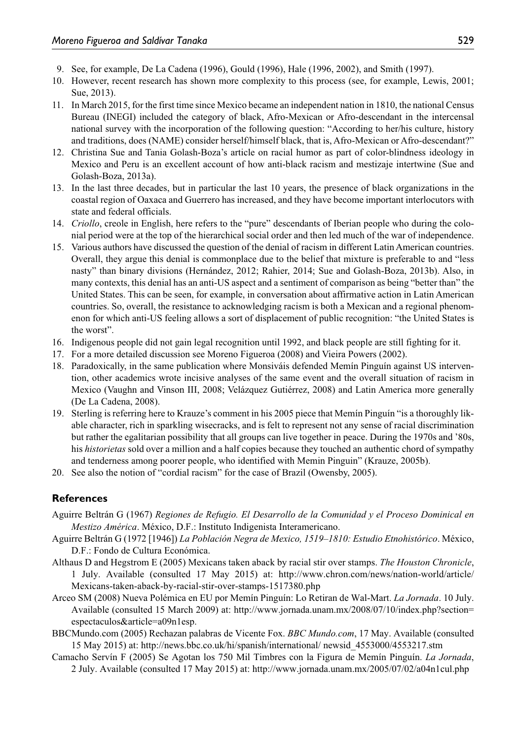9. See, for example, De La Cadena (1996), Gould (1996), Hale (1996, 2002), and Smith (1997).
10. However, recent research has shown more complexity to this process (see, for example, Lewis, 2001; Sue, 2013).
11. In March 2015, for the first time since Mexico became an independent nation in 1810, the national Census Bureau (INEGI) included the category of black, Afro-Mexican or Afro-descendant in the intercensal national survey with the incorporation of the following question: "According to her/his culture, history and traditions, does (NAME) consider herself/himself black, that is, Afro-Mexican or Afro-descendant?"
12. Christina Sue and Tania Golash-Boza's article on racial humor as part of color-blindness ideology in Mexico and Peru is an excellent account of how anti-black racism and mestizaje intertwine (Sue and Golash-Boza, 2013a).
13. In the last three decades, but in particular the last 10 years, the presence of black organizations in the coastal region of Oaxaca and Guerrero has increased, and they have become important interlocutors with state and federal officials.
14. *Criollo*, creole in English, here refers to the "pure" descendants of Iberian people who during the colonial period were at the top of the hierarchical social order and then led much of the war of independence.
15. Various authors have discussed the question of the denial of racism in different Latin American countries. Overall, they argue this denial is commonplace due to the belief that mixture is preferable to and "less nasty" than binary divisions (Hernández, 2012; Rahier, 2014; Sue and Golash-Boza, 2013b). Also, in many contexts, this denial has an anti-US aspect and a sentiment of comparison as being "better than" the United States. This can be seen, for example, in conversation about affirmative action in Latin American countries. So, overall, the resistance to acknowledging racism is both a Mexican and a regional phenomenon for which anti-US feeling allows a sort of displacement of public recognition: "the United States is the worst".
16. Indigenous people did not gain legal recognition until 1992, and black people are still fighting for it.
17. For a more detailed discussion see Moreno Figueroa (2008) and Vieira Powers (2002).
18. Paradoxically, in the same publication where Monsiváis defended Memín Pinguín against US intervention, other academics wrote incisive analyses of the same event and the overall situation of racism in Mexico (Vaughn and Vinson III, 2008; Velázquez Gutiérrez, 2008) and Latin America more generally (De La Cadena, 2008).
19. Sterling is referring here to Krauze's comment in his 2005 piece that Memín Pinguín "is a thoroughly likable character, rich in sparkling wisecracks, and is felt to represent not any sense of racial discrimination but rather the egalitarian possibility that all groups can live together in peace. During the 1970s and '80s, his *historietas* sold over a million and a half copies because they touched an authentic chord of sympathy and tenderness among poorer people, who identified with Memin Pinguin" (Krauze, 2005b).
20. See also the notion of "cordial racism" for the case of Brazil (Owensby, 2005).

## References

Aguirre Beltrán G (1967) *Regiones de Refugio. El Desarrollo de la Comunidad y el Proceso Dominical en Mestizo América*. México, D.F.: Instituto Indigenista Interamericano.

Aguirre Beltrán G (1972 [1946]) *La Población Negra de Mexico, 1519–1810: Estudio Etnohistórico*. México, D.F.: Fondo de Cultura Económica.

Althaus D and Hegstrom E (2005) Mexicans taken aback by racial stir over stamps. *The Houston Chronicle*, 1 July. Available (consulted 17 May 2015) at: http://www.chron.com/news/nation-world/article/Mexicans-taken-aback-by-racial-stir-over-stamps-1517380.php

Arceo SM (2008) Nueva Polémica en EU por Memín Pinguín: Lo Retiran de Wal-Mart. *La Jornada*. 10 July. Available (consulted 15 March 2009) at: http://www.jornada.unam.mx/2008/07/10/index.php?section=espectaculos&article=a09n1esp.

BBCMundo.com (2005) Rechazan palabras de Vicente Fox. *BBC Mundo.com*, 17 May. Available (consulted 15 May 2015) at: http://news.bbc.co.uk/hi/spanish/international/ newsid_4553000/4553217.stm

Camacho Servín F (2005) Se Agotan los 750 Mil Timbres con la Figura de Memín Pinguín. *La Jornada*, 2 July. Available (consulted 17 May 2015) at: http://www.jornada.unam.mx/2005/07/02/a04n1cul.php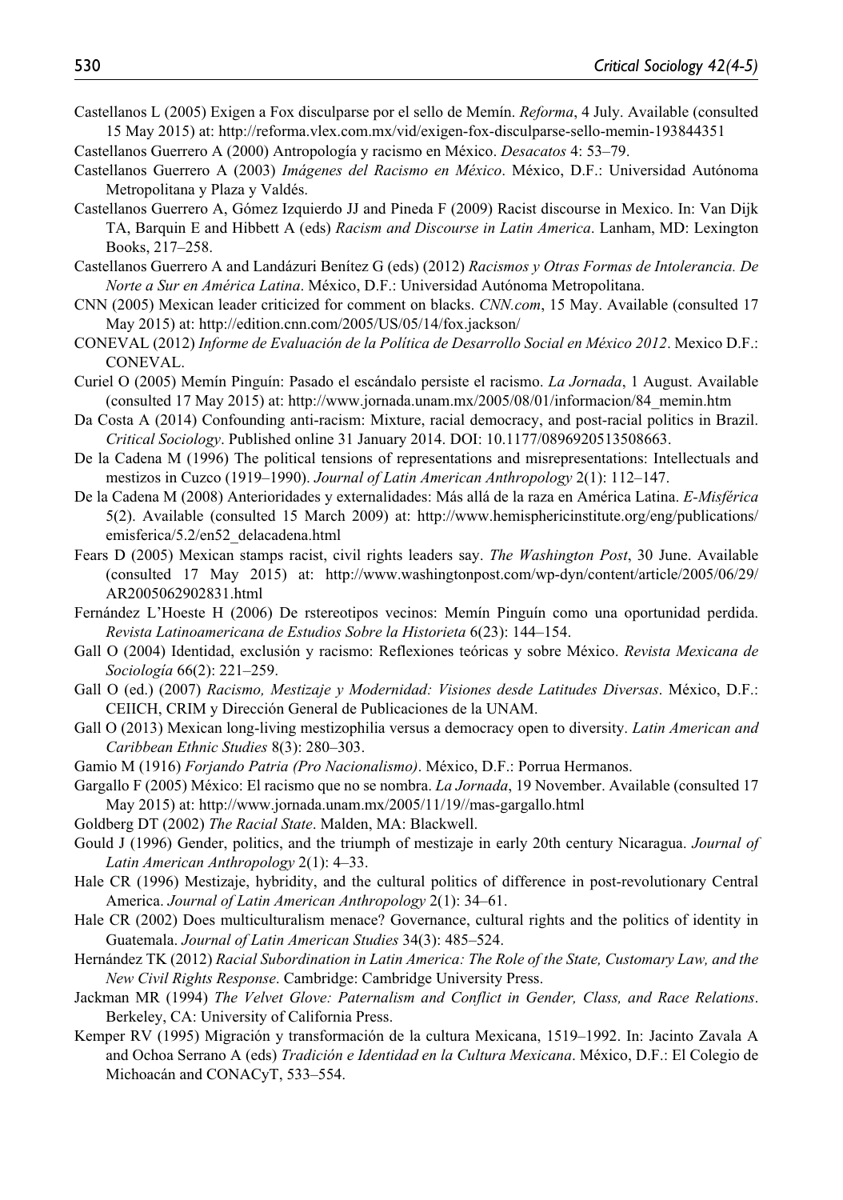Castellanos L (2005) Exigen a Fox disculparse por el sello de Memín. *Reforma*, 4 July. Available (consulted 15 May 2015) at: http://reforma.vlex.com.mx/vid/exigen-fox-disculparse-sello-memin-193844351

Castellanos Guerrero A (2000) Antropología y racismo en México. *Desacatos* 4: 53–79.

Castellanos Guerrero A (2003) *Imágenes del Racismo en México*. México, D.F.: Universidad Autónoma Metropolitana y Plaza y Valdés.

Castellanos Guerrero A, Gómez Izquierdo JJ and Pineda F (2009) Racist discourse in Mexico. In: Van Dijk TA, Barquin E and Hibbett A (eds) *Racism and Discourse in Latin America*. Lanham, MD: Lexington Books, 217–258.

Castellanos Guerrero A and Landázuri Benítez G (eds) (2012) *Racismos y Otras Formas de Intolerancia. De Norte a Sur en América Latina*. México, D.F.: Universidad Autónoma Metropolitana.

CNN (2005) Mexican leader criticized for comment on blacks. *CNN.com*, 15 May. Available (consulted 17 May 2015) at: http://edition.cnn.com/2005/US/05/14/fox.jackson/

CONEVAL (2012) *Informe de Evaluación de la Política de Desarrollo Social en México 2012*. Mexico D.F.: CONEVAL.

Curiel O (2005) Memín Pinguín: Pasado el escándalo persiste el racismo. *La Jornada*, 1 August. Available (consulted 17 May 2015) at: http://www.jornada.unam.mx/2005/08/01/informacion/84_memin.htm

Da Costa A (2014) Confounding anti-racism: Mixture, racial democracy, and post-racial politics in Brazil. *Critical Sociology*. Published online 31 January 2014. DOI: 10.1177/0896920513508663.

De la Cadena M (1996) The political tensions of representations and misrepresentations: Intellectuals and mestizos in Cuzco (1919–1990). *Journal of Latin American Anthropology* 2(1): 112–147.

De la Cadena M (2008) Anterioridades y externalidades: Más allá de la raza en América Latina. *E-Misférica* 5(2). Available (consulted 15 March 2009) at: http://www.hemisphericinstitute.org/eng/publications/emisferica/5.2/en52_delacadena.html

Fears D (2005) Mexican stamps racist, civil rights leaders say. *The Washington Post*, 30 June. Available (consulted 17 May 2015) at: http://www.washingtonpost.com/wp-dyn/content/article/2005/06/29/AR2005062902831.html

Fernández L'Hoeste H (2006) De rstereotipos vecinos: Memín Pinguín como una oportunidad perdida. *Revista Latinoamericana de Estudios Sobre la Historieta* 6(23): 144–154.

Gall O (2004) Identidad, exclusión y racismo: Reflexiones teóricas y sobre México. *Revista Mexicana de Sociología* 66(2): 221–259.

Gall O (ed.) (2007) *Racismo, Mestizaje y Modernidad: Visiones desde Latitudes Diversas*. México, D.F.: CEIICH, CRIM y Dirección General de Publicaciones de la UNAM.

Gall O (2013) Mexican long-living mestizophilia versus a democracy open to diversity. *Latin American and Caribbean Ethnic Studies* 8(3): 280–303.

Gamio M (1916) *Forjando Patria (Pro Nacionalismo)*. México, D.F.: Porrua Hermanos.

Gargallo F (2005) México: El racismo que no se nombra. *La Jornada*, 19 November. Available (consulted 17 May 2015) at: http://www.jornada.unam.mx/2005/11/19//mas-gargallo.html

Goldberg DT (2002) *The Racial State*. Malden, MA: Blackwell.

Gould J (1996) Gender, politics, and the triumph of mestizaje in early 20th century Nicaragua. *Journal of Latin American Anthropology* 2(1): 4–33.

Hale CR (1996) Mestizaje, hybridity, and the cultural politics of difference in post-revolutionary Central America. *Journal of Latin American Anthropology* 2(1): 34–61.

Hale CR (2002) Does multiculturalism menace? Governance, cultural rights and the politics of identity in Guatemala. *Journal of Latin American Studies* 34(3): 485–524.

Hernández TK (2012) *Racial Subordination in Latin America: The Role of the State, Customary Law, and the New Civil Rights Response*. Cambridge: Cambridge University Press.

Jackman MR (1994) *The Velvet Glove: Paternalism and Conflict in Gender, Class, and Race Relations*. Berkeley, CA: University of California Press.

Kemper RV (1995) Migración y transformación de la cultura Mexicana, 1519–1992. In: Jacinto Zavala A and Ochoa Serrano A (eds) *Tradición e Identidad en la Cultura Mexicana*. México, D.F.: El Colegio de Michoacán and CONACyT, 533–554.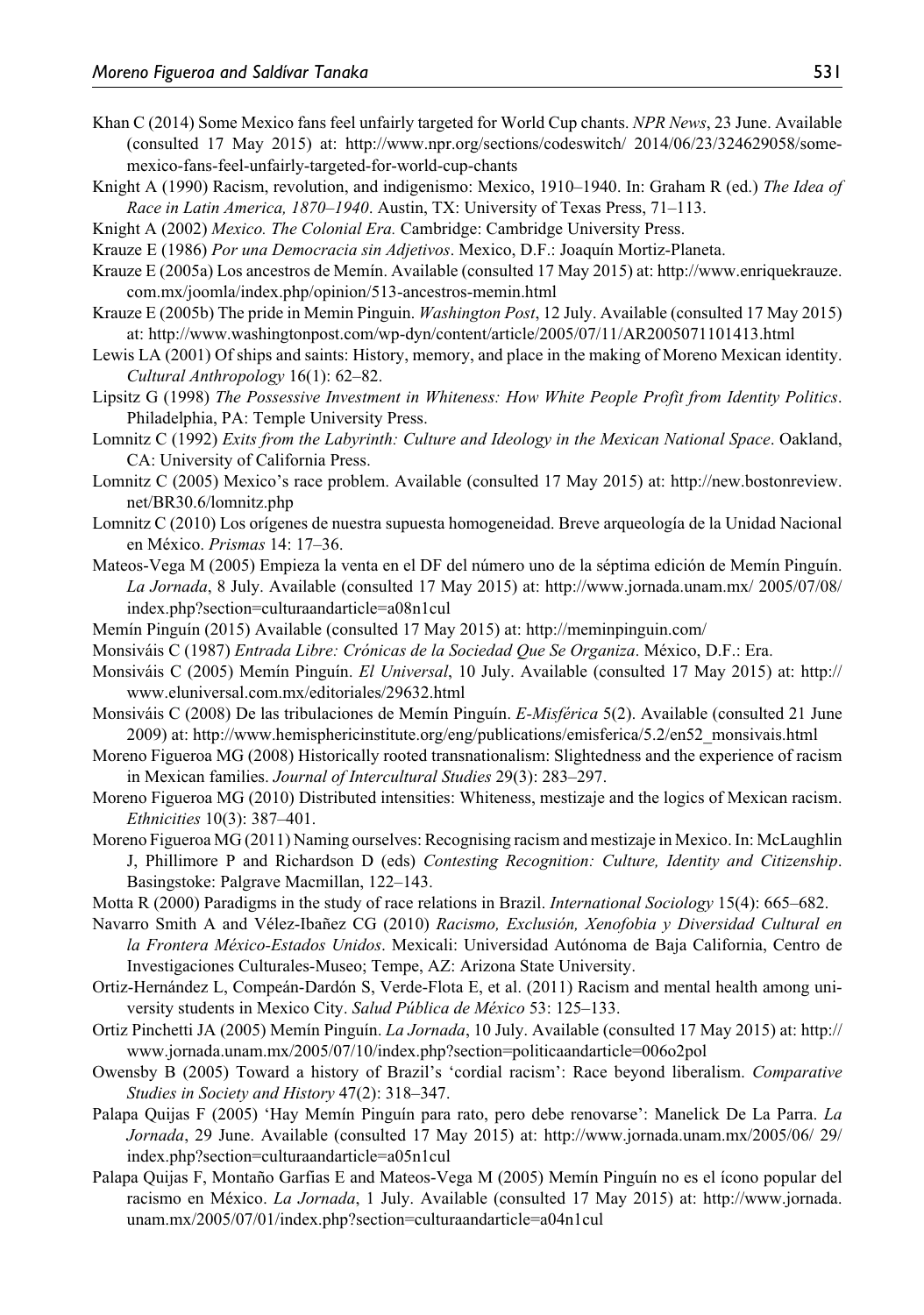Khan C (2014) Some Mexico fans feel unfairly targeted for World Cup chants. *NPR News*, 23 June. Available (consulted 17 May 2015) at: http://www.npr.org/sections/codeswitch/ 2014/06/23/324629058/some-mexico-fans-feel-unfairly-targeted-for-world-cup-chants

Knight A (1990) Racism, revolution, and indigenismo: Mexico, 1910–1940. In: Graham R (ed.) *The Idea of Race in Latin America, 1870–1940*. Austin, TX: University of Texas Press, 71–113.

Knight A (2002) *Mexico. The Colonial Era.* Cambridge: Cambridge University Press.

Krauze E (1986) *Por una Democracia sin Adjetivos*. Mexico, D.F.: Joaquín Mortiz-Planeta.

Krauze E (2005a) Los ancestros de Memín. Available (consulted 17 May 2015) at: http://www.enriquekrauze.com.mx/joomla/index.php/opinion/513-ancestros-memin.html

Krauze E (2005b) The pride in Memin Pinguin. *Washington Post*, 12 July. Available (consulted 17 May 2015) at: http://www.washingtonpost.com/wp-dyn/content/article/2005/07/11/AR2005071101413.html

Lewis LA (2001) Of ships and saints: History, memory, and place in the making of Moreno Mexican identity. *Cultural Anthropology* 16(1): 62–82.

Lipsitz G (1998) *The Possessive Investment in Whiteness: How White People Profit from Identity Politics*. Philadelphia, PA: Temple University Press.

Lomnitz C (1992) *Exits from the Labyrinth: Culture and Ideology in the Mexican National Space*. Oakland, CA: University of California Press.

Lomnitz C (2005) Mexico's race problem. Available (consulted 17 May 2015) at: http://new.bostonreview.net/BR30.6/lomnitz.php

Lomnitz C (2010) Los orígenes de nuestra supuesta homogeneidad. Breve arqueología de la Unidad Nacional en México. *Prismas* 14: 17–36.

Mateos-Vega M (2005) Empieza la venta en el DF del número uno de la séptima edición de Memín Pinguín. *La Jornada*, 8 July. Available (consulted 17 May 2015) at: http://www.jornada.unam.mx/ 2005/07/08/index.php?section=culturaandarticle=a08n1cul

Memín Pinguín (2015) Available (consulted 17 May 2015) at: http://meminpinguin.com/

Monsiváis C (1987) *Entrada Libre: Crónicas de la Sociedad Que Se Organiza*. México, D.F.: Era.

Monsiváis C (2005) Memín Pinguín. *El Universal*, 10 July. Available (consulted 17 May 2015) at: http://www.eluniversal.com.mx/editoriales/29632.html

Monsiváis C (2008) De las tribulaciones de Memín Pinguín. *E-Misférica* 5(2). Available (consulted 21 June 2009) at: http://www.hemisphericinstitute.org/eng/publications/emisferica/5.2/en52_monsivais.html

Moreno Figueroa MG (2008) Historically rooted transnationalism: Slightedness and the experience of racism in Mexican families. *Journal of Intercultural Studies* 29(3): 283–297.

Moreno Figueroa MG (2010) Distributed intensities: Whiteness, mestizaje and the logics of Mexican racism. *Ethnicities* 10(3): 387–401.

Moreno Figueroa MG (2011) Naming ourselves: Recognising racism and mestizaje in Mexico. In: McLaughlin J, Phillimore P and Richardson D (eds) *Contesting Recognition: Culture, Identity and Citizenship*. Basingstoke: Palgrave Macmillan, 122–143.

Motta R (2000) Paradigms in the study of race relations in Brazil. *International Sociology* 15(4): 665–682.

Navarro Smith A and Vélez-Ibañez CG (2010) *Racismo, Exclusión, Xenofobia y Diversidad Cultural en la Frontera México-Estados Unidos*. Mexicali: Universidad Autónoma de Baja California, Centro de Investigaciones Culturales-Museo; Tempe, AZ: Arizona State University.

Ortiz-Hernández L, Compeán-Dardón S, Verde-Flota E, et al. (2011) Racism and mental health among university students in Mexico City. *Salud Pública de México* 53: 125–133.

Ortiz Pinchetti JA (2005) Memín Pinguín. *La Jornada*, 10 July. Available (consulted 17 May 2015) at: http://www.jornada.unam.mx/2005/07/10/index.php?section=politicaandarticle=006o2pol

Owensby B (2005) Toward a history of Brazil's 'cordial racism': Race beyond liberalism. *Comparative Studies in Society and History* 47(2): 318–347.

Palapa Quijas F (2005) 'Hay Memín Pinguín para rato, pero debe renovarse': Manelick De La Parra. *La Jornada*, 29 June. Available (consulted 17 May 2015) at: http://www.jornada.unam.mx/2005/06/ 29/index.php?section=culturaandarticle=a05n1cul

Palapa Quijas F, Montaño Garfias E and Mateos-Vega M (2005) Memín Pinguín no es el ícono popular del racismo en México. *La Jornada*, 1 July. Available (consulted 17 May 2015) at: http://www.jornada.unam.mx/2005/07/01/index.php?section=culturaandarticle=a04n1cul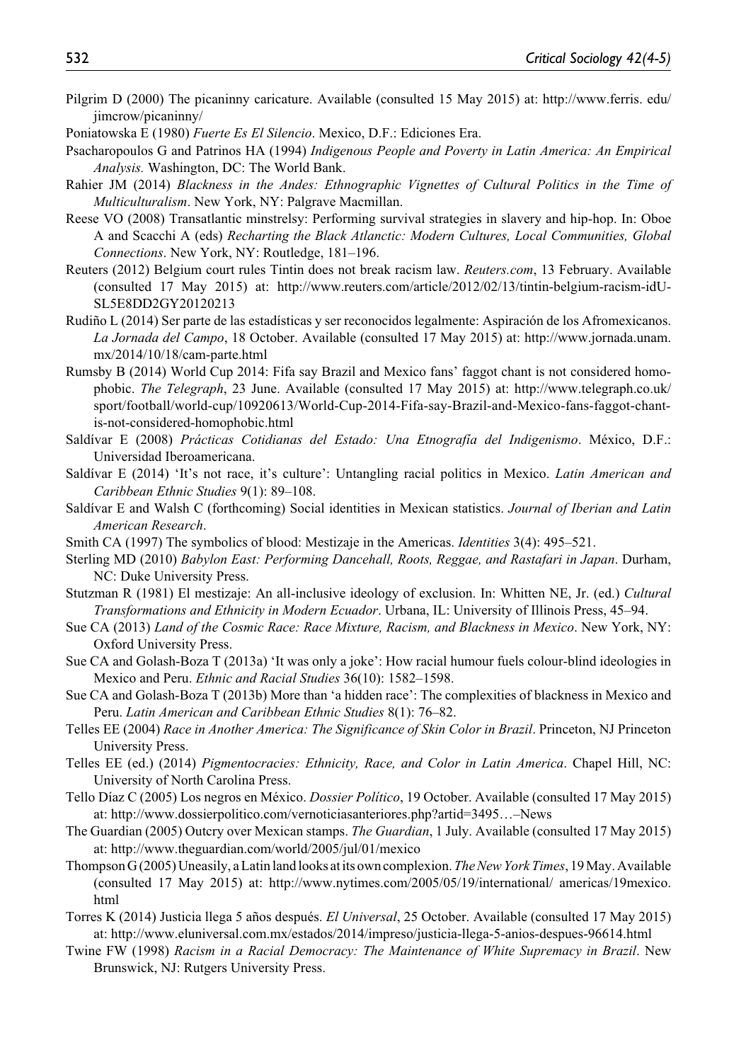Pilgrim D (2000) The picaninny caricature. Available (consulted 15 May 2015) at: http://www.ferris. edu/jimcrow/picaninny/

Poniatowska E (1980) *Fuerte Es El Silencio*. Mexico, D.F.: Ediciones Era.

Psacharopoulos G and Patrinos HA (1994) *Indigenous People and Poverty in Latin America: An Empirical Analysis.* Washington, DC: The World Bank.

Rahier JM (2014) *Blackness in the Andes: Ethnographic Vignettes of Cultural Politics in the Time of Multiculturalism*. New York, NY: Palgrave Macmillan.

Reese VO (2008) Transatlantic minstrelsy: Performing survival strategies in slavery and hip-hop. In: Oboe A and Scacchi A (eds) *Recharting the Black Atlanctic: Modern Cultures, Local Communities, Global Connections*. New York, NY: Routledge, 181–196.

Reuters (2012) Belgium court rules Tintin does not break racism law. *Reuters.com*, 13 February. Available (consulted 17 May 2015) at: http://www.reuters.com/article/2012/02/13/tintin-belgium-racism-idUSL5E8DD2GY20120213

Rudiño L (2014) Ser parte de las estadísticas y ser reconocidos legalmente: Aspiración de los Afromexicanos. *La Jornada del Campo*, 18 October. Available (consulted 17 May 2015) at: http://www.jornada.unam.mx/2014/10/18/cam-parte.html

Rumsby B (2014) World Cup 2014: Fifa say Brazil and Mexico fans' faggot chant is not considered homophobic. *The Telegraph*, 23 June. Available (consulted 17 May 2015) at: http://www.telegraph.co.uk/sport/football/world-cup/10920613/World-Cup-2014-Fifa-say-Brazil-and-Mexico-fans-faggot-chant-is-not-considered-homophobic.html

Saldívar E (2008) *Prácticas Cotidianas del Estado: Una Etnografía del Indigenismo*. México, D.F.: Universidad Iberoamericana.

Saldívar E (2014) 'It's not race, it's culture': Untangling racial politics in Mexico. *Latin American and Caribbean Ethnic Studies* 9(1): 89–108.

Saldívar E and Walsh C (forthcoming) Social identities in Mexican statistics. *Journal of Iberian and Latin American Research*.

Smith CA (1997) The symbolics of blood: Mestizaje in the Americas. *Identities* 3(4): 495–521.

Sterling MD (2010) *Babylon East: Performing Dancehall, Roots, Reggae, and Rastafari in Japan*. Durham, NC: Duke University Press.

Stutzman R (1981) El mestizaje: An all-inclusive ideology of exclusion. In: Whitten NE, Jr. (ed.) *Cultural Transformations and Ethnicity in Modern Ecuador*. Urbana, IL: University of Illinois Press, 45–94.

Sue CA (2013) *Land of the Cosmic Race: Race Mixture, Racism, and Blackness in Mexico*. New York, NY: Oxford University Press.

Sue CA and Golash-Boza T (2013a) 'It was only a joke': How racial humour fuels colour-blind ideologies in Mexico and Peru. *Ethnic and Racial Studies* 36(10): 1582–1598.

Sue CA and Golash-Boza T (2013b) More than 'a hidden race': The complexities of blackness in Mexico and Peru. *Latin American and Caribbean Ethnic Studies* 8(1): 76–82.

Telles EE (2004) *Race in Another America: The Significance of Skin Color in Brazil*. Princeton, NJ Princeton University Press.

Telles EE (ed.) (2014) *Pigmentocracies: Ethnicity, Race, and Color in Latin America*. Chapel Hill, NC: University of North Carolina Press.

Tello Díaz C (2005) Los negros en México. *Dossier Político*, 19 October. Available (consulted 17 May 2015) at: http://www.dossierpolitico.com/vernoticiasanteriores.php?artid=3495…–News

The Guardian (2005) Outcry over Mexican stamps. *The Guardian*, 1 July. Available (consulted 17 May 2015) at: http://www.theguardian.com/world/2005/jul/01/mexico

Thompson G (2005) Uneasily, a Latin land looks at its own complexion. *The New York Times*, 19 May. Available (consulted 17 May 2015) at: http://www.nytimes.com/2005/05/19/international/ americas/19mexico.html

Torres K (2014) Justicia llega 5 años después. *El Universal*, 25 October. Available (consulted 17 May 2015) at: http://www.eluniversal.com.mx/estados/2014/impreso/justicia-llega-5-anios-despues-96614.html

Twine FW (1998) *Racism in a Racial Democracy: The Maintenance of White Supremacy in Brazil*. New Brunswick, NJ: Rutgers University Press.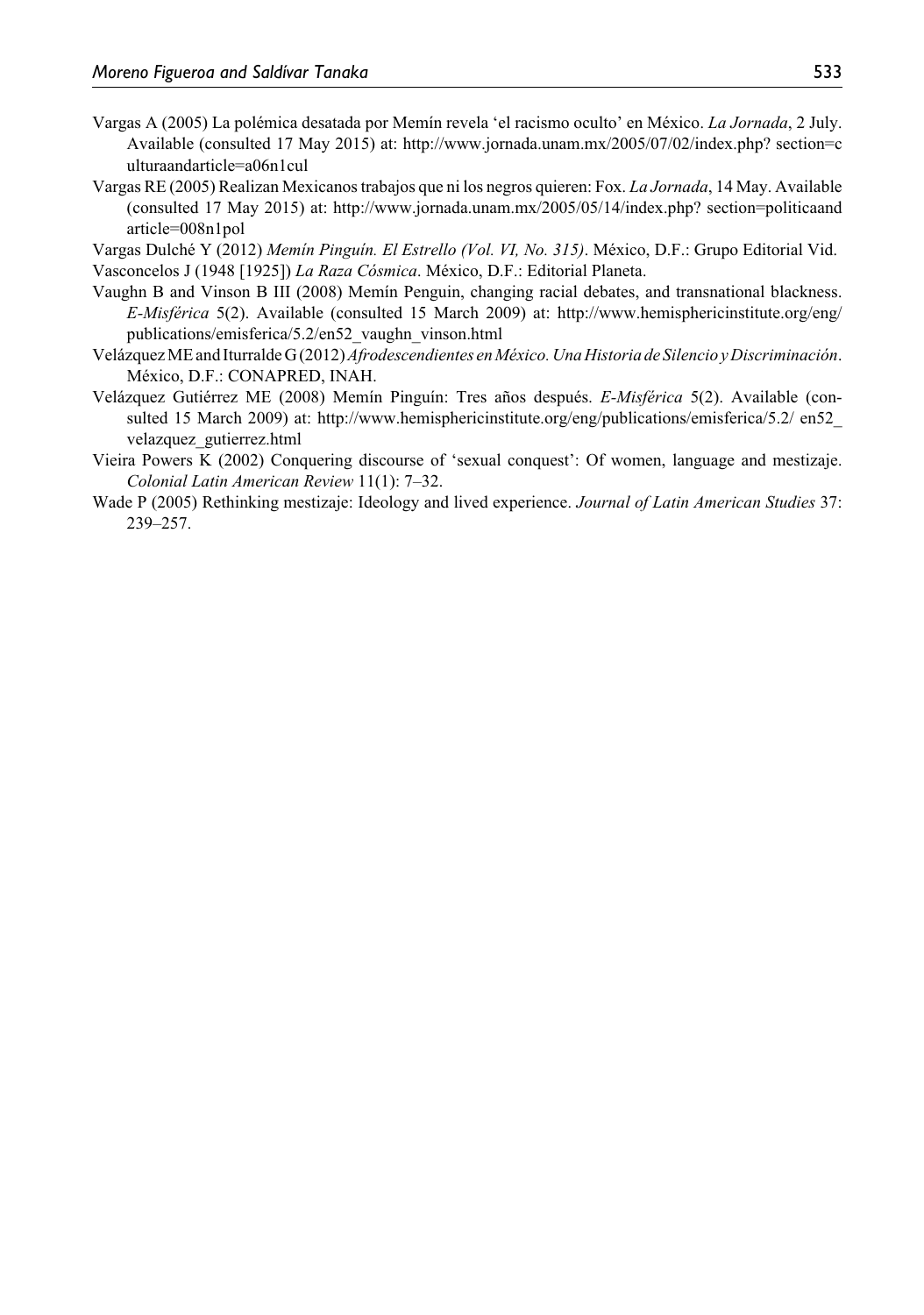Vargas A (2005) La polémica desatada por Memín revela 'el racismo oculto' en México. *La Jornada*, 2 July. Available (consulted 17 May 2015) at: http://www.jornada.unam.mx/2005/07/02/index.php? section=culturaandarticle=a06n1cul

Vargas RE (2005) Realizan Mexicanos trabajos que ni los negros quieren: Fox. *La Jornada*, 14 May. Available (consulted 17 May 2015) at: http://www.jornada.unam.mx/2005/05/14/index.php? section=politicaand article=008n1pol

Vargas Dulché Y (2012) *Memín Pinguín. El Estrello (Vol. VI, No. 315)*. México, D.F.: Grupo Editorial Vid.

Vasconcelos J (1948 [1925]) *La Raza Cósmica*. México, D.F.: Editorial Planeta.

Vaughn B and Vinson B III (2008) Memín Penguin, changing racial debates, and transnational blackness. *E-Misférica* 5(2). Available (consulted 15 March 2009) at: http://www.hemisphericinstitute.org/eng/publications/emisferica/5.2/en52_vaughn_vinson.html

Velázquez ME and Iturralde G (2012) *Afrodescendientes en México. Una Historia de Silencio y Discriminación*. México, D.F.: CONAPRED, INAH.

Velázquez Gutiérrez ME (2008) Memín Pinguín: Tres años después. *E-Misférica* 5(2). Available (consulted 15 March 2009) at: http://www.hemisphericinstitute.org/eng/publications/emisferica/5.2/ en52_velazquez_gutierrez.html

Vieira Powers K (2002) Conquering discourse of 'sexual conquest': Of women, language and mestizaje. *Colonial Latin American Review* 11(1): 7–32.

Wade P (2005) Rethinking mestizaje: Ideology and lived experience. *Journal of Latin American Studies* 37: 239–257.